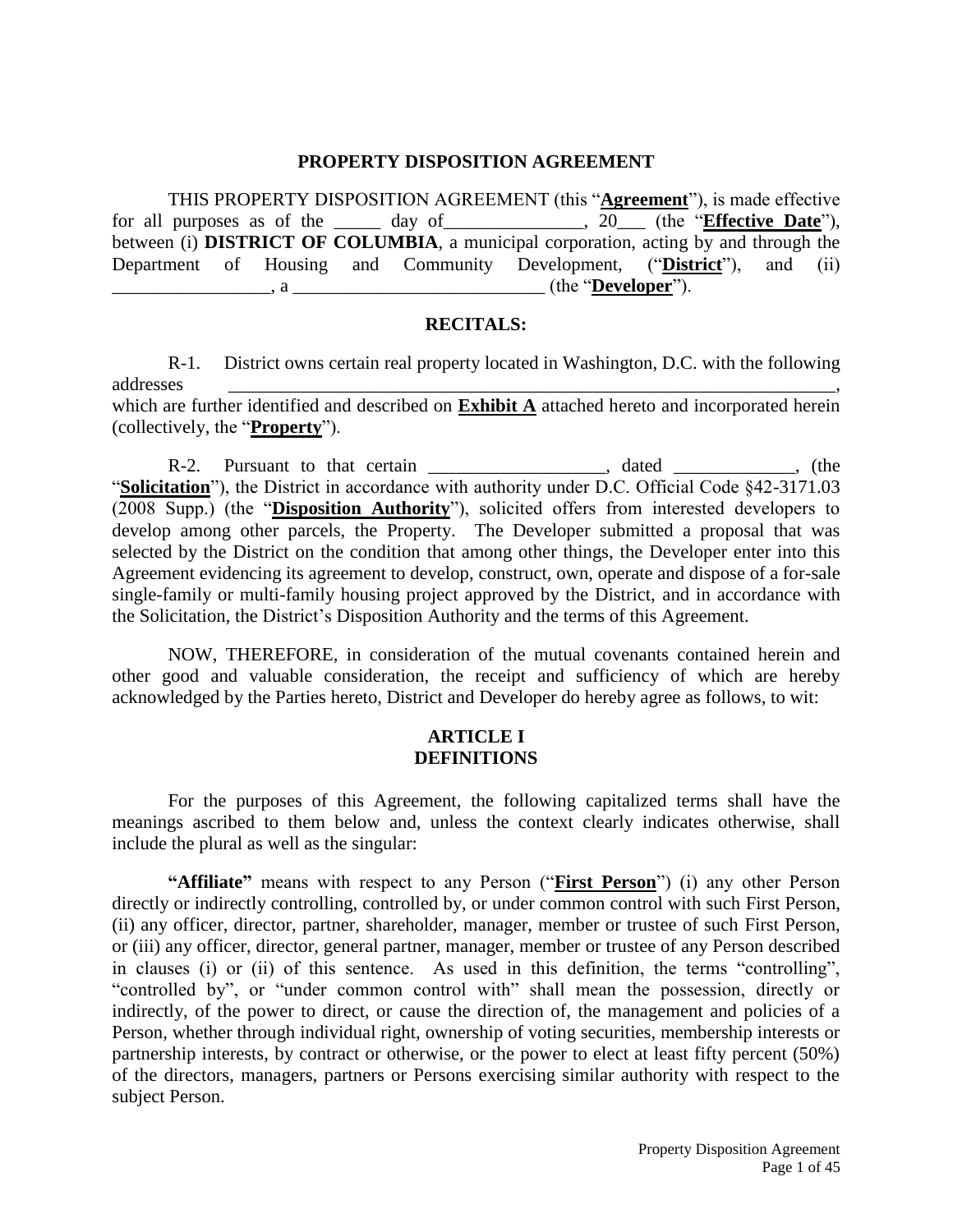# PROPERTY DISPOSITION AGREEMENT

THIS PROPERTY DISPOSITION AGREEMENT (this "**Agreement**"), is made effective for all purposes as of the _____ day of_______________, 20___ (the "**Effective Date**"), between (i) **DISTRICT OF COLUMBIA**, a municipal corporation, acting by and through the Department of Housing and Community Development, ("**District**"), and (ii) _________________, a ___________________________ (the "**Developer**").

## RECITALS:

R-1. District owns certain real property located in Washington, D.C. with the following addresses ______________________________________________________________________, which are further identified and described on **Exhibit A** attached hereto and incorporated herein (collectively, the "**Property**").

R-2. Pursuant to that certain ___________________, dated _____________, (the "**Solicitation**"), the District in accordance with authority under D.C. Official Code §42-3171.03 (2008 Supp.) (the "**Disposition Authority**"), solicited offers from interested developers to develop among other parcels, the Property. The Developer submitted a proposal that was selected by the District on the condition that among other things, the Developer enter into this Agreement evidencing its agreement to develop, construct, own, operate and dispose of a for-sale single-family or multi-family housing project approved by the District, and in accordance with the Solicitation, the District's Disposition Authority and the terms of this Agreement.

NOW, THEREFORE, in consideration of the mutual covenants contained herein and other good and valuable consideration, the receipt and sufficiency of which are hereby acknowledged by the Parties hereto, District and Developer do hereby agree as follows, to wit:

## ARTICLE I
## DEFINITIONS

For the purposes of this Agreement, the following capitalized terms shall have the meanings ascribed to them below and, unless the context clearly indicates otherwise, shall include the plural as well as the singular:

**"Affiliate"** means with respect to any Person ("**First Person**") (i) any other Person directly or indirectly controlling, controlled by, or under common control with such First Person, (ii) any officer, director, partner, shareholder, manager, member or trustee of such First Person, or (iii) any officer, director, general partner, manager, member or trustee of any Person described in clauses (i) or (ii) of this sentence. As used in this definition, the terms "controlling", "controlled by", or "under common control with" shall mean the possession, directly or indirectly, of the power to direct, or cause the direction of, the management and policies of a Person, whether through individual right, ownership of voting securities, membership interests or partnership interests, by contract or otherwise, or the power to elect at least fifty percent (50%) of the directors, managers, partners or Persons exercising similar authority with respect to the subject Person.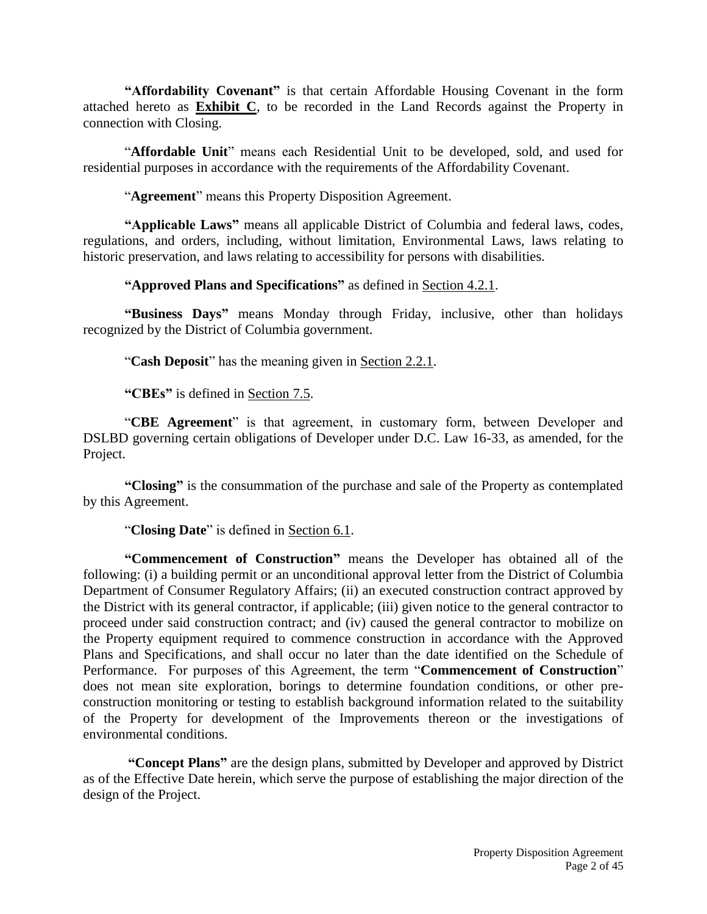**"Affordability Covenant"** is that certain Affordable Housing Covenant in the form attached hereto as **Exhibit C**, to be recorded in the Land Records against the Property in connection with Closing.

"**Affordable Unit**" means each Residential Unit to be developed, sold, and used for residential purposes in accordance with the requirements of the Affordability Covenant.

"**Agreement**" means this Property Disposition Agreement.

**"Applicable Laws"** means all applicable District of Columbia and federal laws, codes, regulations, and orders, including, without limitation, Environmental Laws, laws relating to historic preservation, and laws relating to accessibility for persons with disabilities.

**"Approved Plans and Specifications"** as defined in Section 4.2.1.

**"Business Days"** means Monday through Friday, inclusive, other than holidays recognized by the District of Columbia government.

"**Cash Deposit**" has the meaning given in Section 2.2.1.

**"CBEs"** is defined in Section 7.5.

"**CBE Agreement**" is that agreement, in customary form, between Developer and DSLBD governing certain obligations of Developer under D.C. Law 16-33, as amended, for the Project.

**"Closing"** is the consummation of the purchase and sale of the Property as contemplated by this Agreement.

"**Closing Date**" is defined in Section 6.1.

**"Commencement of Construction"** means the Developer has obtained all of the following: (i) a building permit or an unconditional approval letter from the District of Columbia Department of Consumer Regulatory Affairs; (ii) an executed construction contract approved by the District with its general contractor, if applicable; (iii) given notice to the general contractor to proceed under said construction contract; and (iv) caused the general contractor to mobilize on the Property equipment required to commence construction in accordance with the Approved Plans and Specifications, and shall occur no later than the date identified on the Schedule of Performance. For purposes of this Agreement, the term "**Commencement of Construction**" does not mean site exploration, borings to determine foundation conditions, or other pre-construction monitoring or testing to establish background information related to the suitability of the Property for development of the Improvements thereon or the investigations of environmental conditions.

**"Concept Plans"** are the design plans, submitted by Developer and approved by District as of the Effective Date herein, which serve the purpose of establishing the major direction of the design of the Project.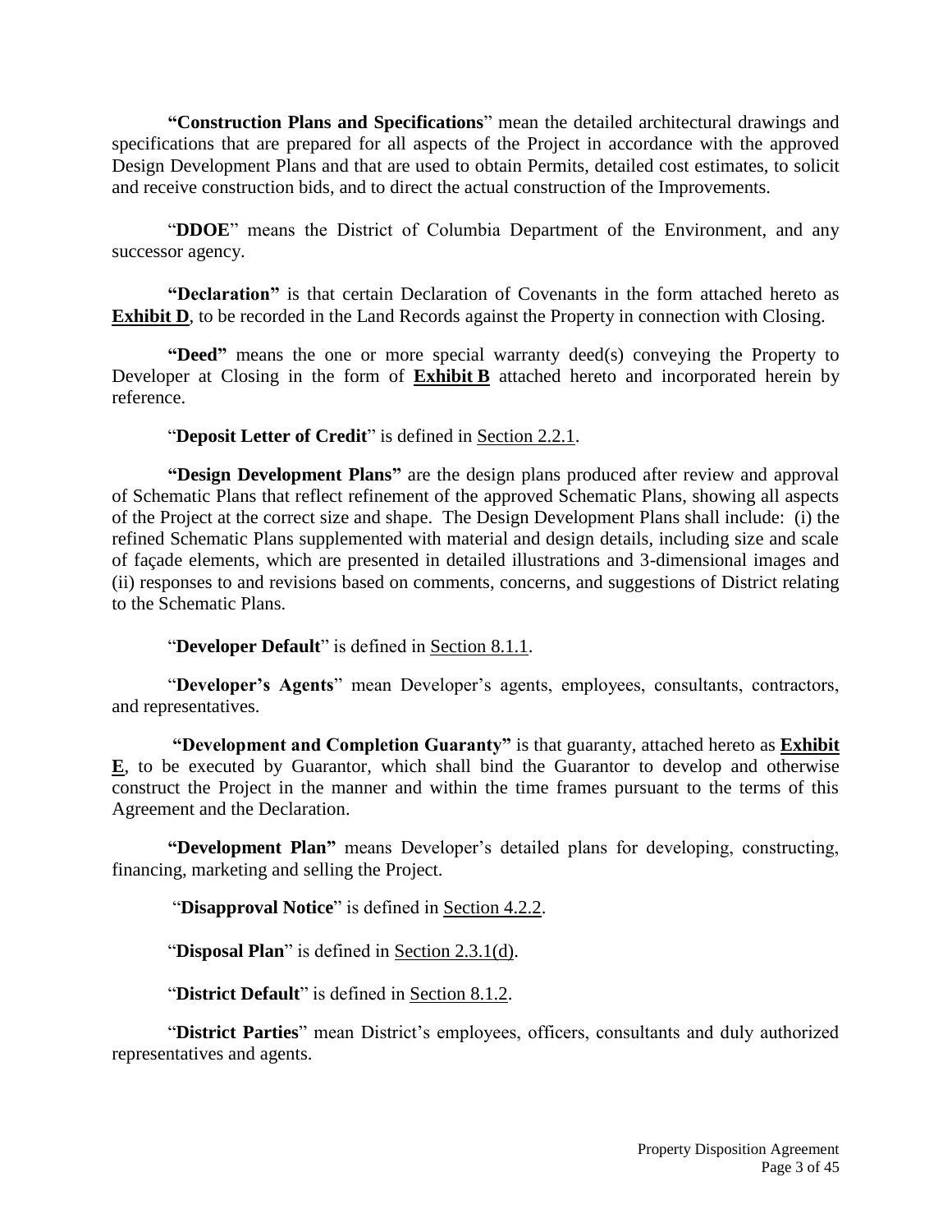**"Construction Plans and Specifications"** mean the detailed architectural drawings and specifications that are prepared for all aspects of the Project in accordance with the approved Design Development Plans and that are used to obtain Permits, detailed cost estimates, to solicit and receive construction bids, and to direct the actual construction of the Improvements.

"**DDOE**" means the District of Columbia Department of the Environment, and any successor agency.

**"Declaration"** is that certain Declaration of Covenants in the form attached hereto as **Exhibit D**, to be recorded in the Land Records against the Property in connection with Closing.

**"Deed"** means the one or more special warranty deed(s) conveying the Property to Developer at Closing in the form of **Exhibit B** attached hereto and incorporated herein by reference.

"**Deposit Letter of Credit**" is defined in Section 2.2.1.

**"Design Development Plans"** are the design plans produced after review and approval of Schematic Plans that reflect refinement of the approved Schematic Plans, showing all aspects of the Project at the correct size and shape. The Design Development Plans shall include: (i) the refined Schematic Plans supplemented with material and design details, including size and scale of façade elements, which are presented in detailed illustrations and 3-dimensional images and (ii) responses to and revisions based on comments, concerns, and suggestions of District relating to the Schematic Plans.

"**Developer Default**" is defined in Section 8.1.1.

"**Developer's Agents**" mean Developer's agents, employees, consultants, contractors, and representatives.

**"Development and Completion Guaranty"** is that guaranty, attached hereto as **Exhibit E**, to be executed by Guarantor, which shall bind the Guarantor to develop and otherwise construct the Project in the manner and within the time frames pursuant to the terms of this Agreement and the Declaration.

**"Development Plan"** means Developer's detailed plans for developing, constructing, financing, marketing and selling the Project.

"**Disapproval Notice**" is defined in Section 4.2.2.

"**Disposal Plan**" is defined in Section 2.3.1(d).

"**District Default**" is defined in Section 8.1.2.

"**District Parties**" mean District's employees, officers, consultants and duly authorized representatives and agents.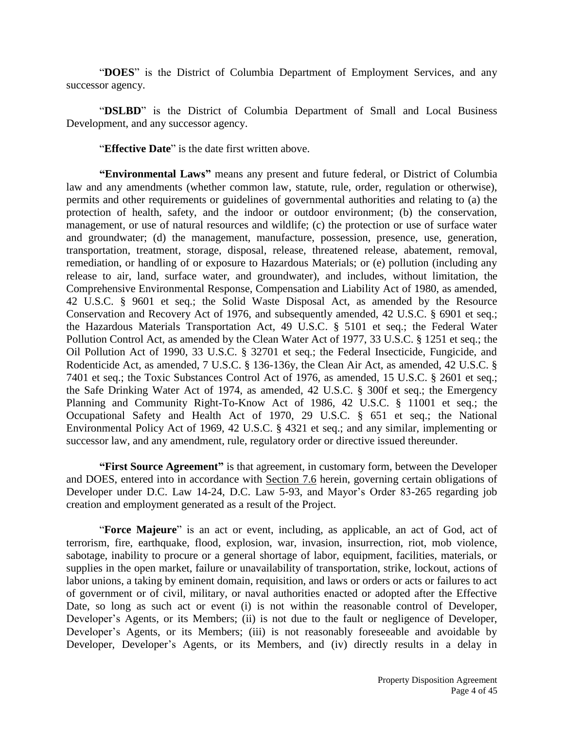"**DOES**" is the District of Columbia Department of Employment Services, and any successor agency.

"**DSLBD**" is the District of Columbia Department of Small and Local Business Development, and any successor agency.

"**Effective Date**" is the date first written above.

**"Environmental Laws"** means any present and future federal, or District of Columbia law and any amendments (whether common law, statute, rule, order, regulation or otherwise), permits and other requirements or guidelines of governmental authorities and relating to (a) the protection of health, safety, and the indoor or outdoor environment; (b) the conservation, management, or use of natural resources and wildlife; (c) the protection or use of surface water and groundwater; (d) the management, manufacture, possession, presence, use, generation, transportation, treatment, storage, disposal, release, threatened release, abatement, removal, remediation, or handling of or exposure to Hazardous Materials; or (e) pollution (including any release to air, land, surface water, and groundwater), and includes, without limitation, the Comprehensive Environmental Response, Compensation and Liability Act of 1980, as amended, 42 U.S.C. § 9601 et seq.; the Solid Waste Disposal Act, as amended by the Resource Conservation and Recovery Act of 1976, and subsequently amended, 42 U.S.C. § 6901 et seq.; the Hazardous Materials Transportation Act, 49 U.S.C. § 5101 et seq.; the Federal Water Pollution Control Act, as amended by the Clean Water Act of 1977, 33 U.S.C. § 1251 et seq.; the Oil Pollution Act of 1990, 33 U.S.C. § 32701 et seq.; the Federal Insecticide, Fungicide, and Rodenticide Act, as amended, 7 U.S.C. § 136-136y, the Clean Air Act, as amended, 42 U.S.C. § 7401 et seq.; the Toxic Substances Control Act of 1976, as amended, 15 U.S.C. § 2601 et seq.; the Safe Drinking Water Act of 1974, as amended, 42 U.S.C. § 300f et seq.; the Emergency Planning and Community Right-To-Know Act of 1986, 42 U.S.C. § 11001 et seq.; the Occupational Safety and Health Act of 1970, 29 U.S.C. § 651 et seq.; the National Environmental Policy Act of 1969, 42 U.S.C. § 4321 et seq.; and any similar, implementing or successor law, and any amendment, rule, regulatory order or directive issued thereunder.

**"First Source Agreement"** is that agreement, in customary form, between the Developer and DOES, entered into in accordance with Section 7.6 herein, governing certain obligations of Developer under D.C. Law 14-24, D.C. Law 5-93, and Mayor's Order 83-265 regarding job creation and employment generated as a result of the Project.

"**Force Majeure**" is an act or event, including, as applicable, an act of God, act of terrorism, fire, earthquake, flood, explosion, war, invasion, insurrection, riot, mob violence, sabotage, inability to procure or a general shortage of labor, equipment, facilities, materials, or supplies in the open market, failure or unavailability of transportation, strike, lockout, actions of labor unions, a taking by eminent domain, requisition, and laws or orders or acts or failures to act of government or of civil, military, or naval authorities enacted or adopted after the Effective Date, so long as such act or event (i) is not within the reasonable control of Developer, Developer's Agents, or its Members; (ii) is not due to the fault or negligence of Developer, Developer's Agents, or its Members; (iii) is not reasonably foreseeable and avoidable by Developer, Developer's Agents, or its Members, and (iv) directly results in a delay in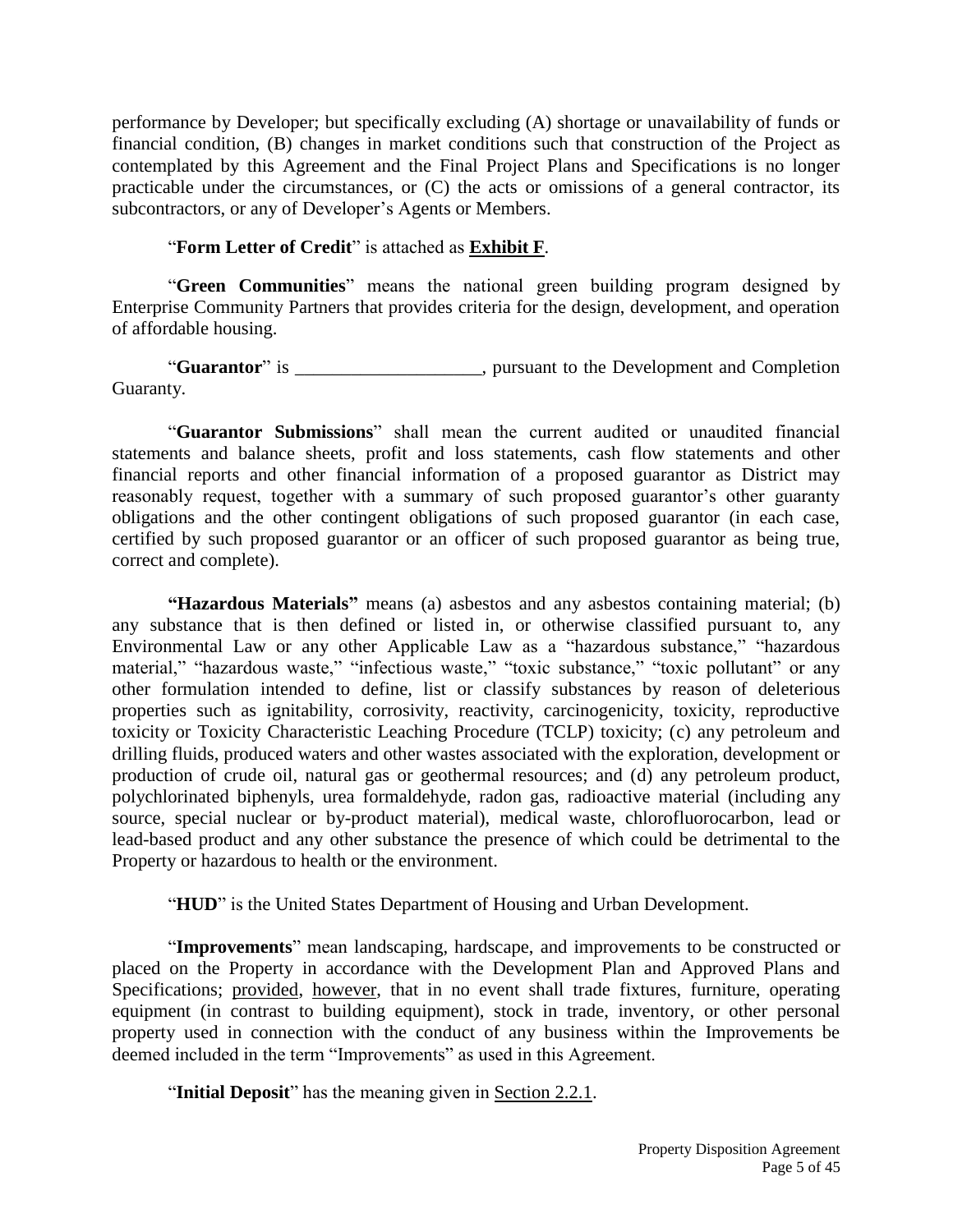performance by Developer; but specifically excluding (A) shortage or unavailability of funds or financial condition, (B) changes in market conditions such that construction of the Project as contemplated by this Agreement and the Final Project Plans and Specifications is no longer practicable under the circumstances, or (C) the acts or omissions of a general contractor, its subcontractors, or any of Developer's Agents or Members.

"**Form Letter of Credit**" is attached as **Exhibit F**.

"**Green Communities**" means the national green building program designed by Enterprise Community Partners that provides criteria for the design, development, and operation of affordable housing.

"**Guarantor**" is ____________________, pursuant to the Development and Completion Guaranty.

"**Guarantor Submissions**" shall mean the current audited or unaudited financial statements and balance sheets, profit and loss statements, cash flow statements and other financial reports and other financial information of a proposed guarantor as District may reasonably request, together with a summary of such proposed guarantor's other guaranty obligations and the other contingent obligations of such proposed guarantor (in each case, certified by such proposed guarantor or an officer of such proposed guarantor as being true, correct and complete).

**"Hazardous Materials"** means (a) asbestos and any asbestos containing material; (b) any substance that is then defined or listed in, or otherwise classified pursuant to, any Environmental Law or any other Applicable Law as a "hazardous substance," "hazardous material," "hazardous waste," "infectious waste," "toxic substance," "toxic pollutant" or any other formulation intended to define, list or classify substances by reason of deleterious properties such as ignitability, corrosivity, reactivity, carcinogenicity, toxicity, reproductive toxicity or Toxicity Characteristic Leaching Procedure (TCLP) toxicity; (c) any petroleum and drilling fluids, produced waters and other wastes associated with the exploration, development or production of crude oil, natural gas or geothermal resources; and (d) any petroleum product, polychlorinated biphenyls, urea formaldehyde, radon gas, radioactive material (including any source, special nuclear or by-product material), medical waste, chlorofluorocarbon, lead or lead-based product and any other substance the presence of which could be detrimental to the Property or hazardous to health or the environment.

"**HUD**" is the United States Department of Housing and Urban Development.

"**Improvements**" mean landscaping, hardscape, and improvements to be constructed or placed on the Property in accordance with the Development Plan and Approved Plans and Specifications; provided, however, that in no event shall trade fixtures, furniture, operating equipment (in contrast to building equipment), stock in trade, inventory, or other personal property used in connection with the conduct of any business within the Improvements be deemed included in the term "Improvements" as used in this Agreement.

"**Initial Deposit**" has the meaning given in Section 2.2.1.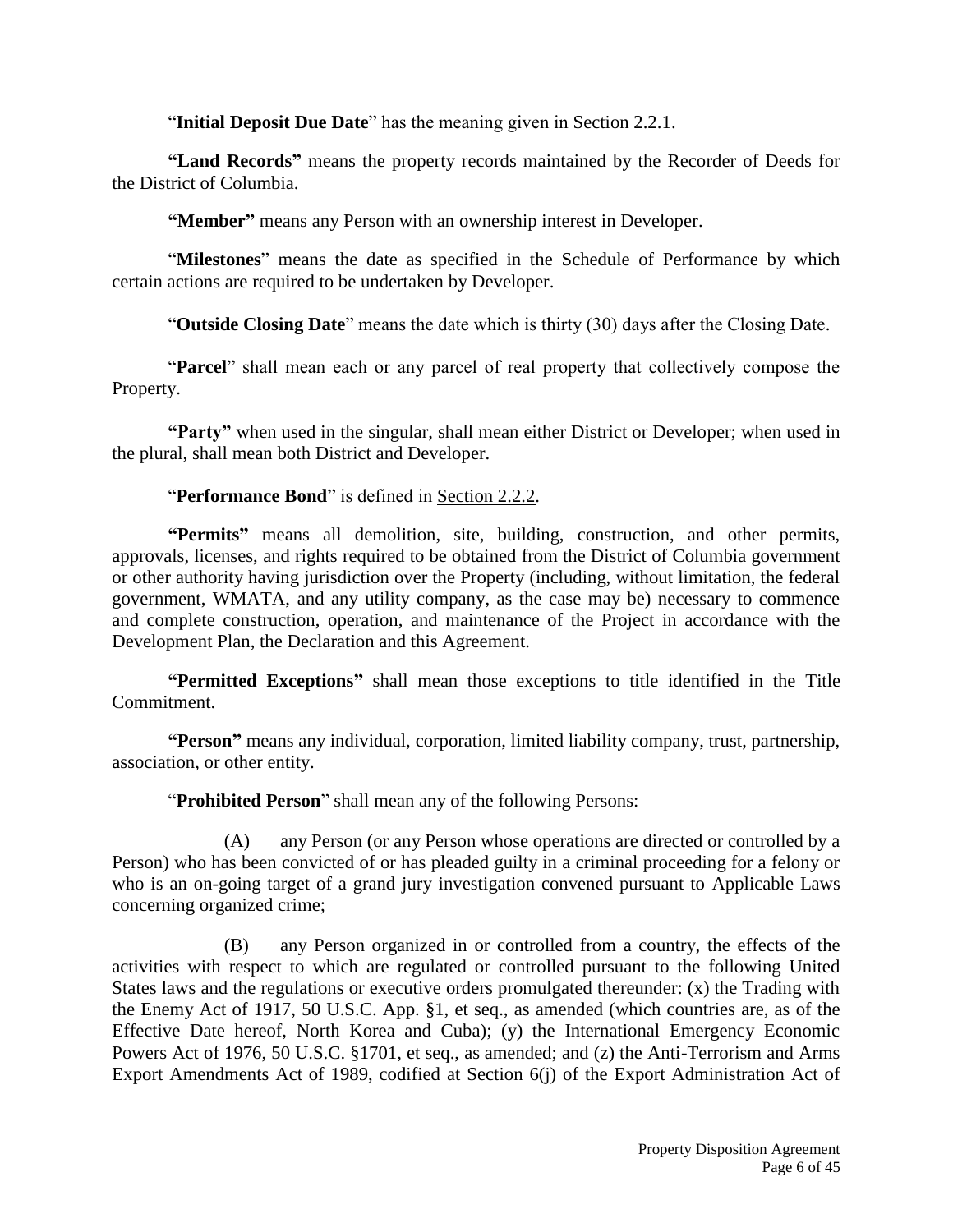"**Initial Deposit Due Date**" has the meaning given in Section 2.2.1.

**"Land Records"** means the property records maintained by the Recorder of Deeds for the District of Columbia.

**"Member"** means any Person with an ownership interest in Developer.

"**Milestones**" means the date as specified in the Schedule of Performance by which certain actions are required to be undertaken by Developer.

"**Outside Closing Date**" means the date which is thirty (30) days after the Closing Date.

"**Parcel**" shall mean each or any parcel of real property that collectively compose the Property.

**"Party"** when used in the singular, shall mean either District or Developer; when used in the plural, shall mean both District and Developer.

"**Performance Bond**" is defined in Section 2.2.2.

**"Permits"** means all demolition, site, building, construction, and other permits, approvals, licenses, and rights required to be obtained from the District of Columbia government or other authority having jurisdiction over the Property (including, without limitation, the federal government, WMATA, and any utility company, as the case may be) necessary to commence and complete construction, operation, and maintenance of the Project in accordance with the Development Plan, the Declaration and this Agreement.

**"Permitted Exceptions"** shall mean those exceptions to title identified in the Title Commitment.

**"Person"** means any individual, corporation, limited liability company, trust, partnership, association, or other entity.

"**Prohibited Person**" shall mean any of the following Persons:

(A) any Person (or any Person whose operations are directed or controlled by a Person) who has been convicted of or has pleaded guilty in a criminal proceeding for a felony or who is an on-going target of a grand jury investigation convened pursuant to Applicable Laws concerning organized crime;

(B) any Person organized in or controlled from a country, the effects of the activities with respect to which are regulated or controlled pursuant to the following United States laws and the regulations or executive orders promulgated thereunder: (x) the Trading with the Enemy Act of 1917, 50 U.S.C. App. §1, et seq., as amended (which countries are, as of the Effective Date hereof, North Korea and Cuba); (y) the International Emergency Economic Powers Act of 1976, 50 U.S.C. §1701, et seq., as amended; and (z) the Anti-Terrorism and Arms Export Amendments Act of 1989, codified at Section 6(j) of the Export Administration Act of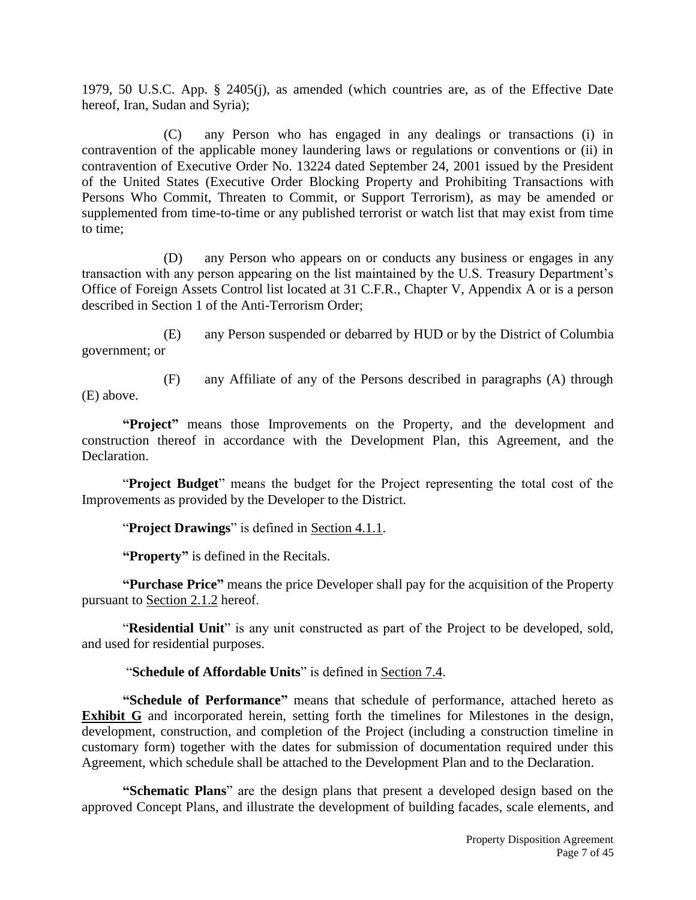1979, 50 U.S.C. App. § 2405(j), as amended (which countries are, as of the Effective Date hereof, Iran, Sudan and Syria);

(C) any Person who has engaged in any dealings or transactions (i) in contravention of the applicable money laundering laws or regulations or conventions or (ii) in contravention of Executive Order No. 13224 dated September 24, 2001 issued by the President of the United States (Executive Order Blocking Property and Prohibiting Transactions with Persons Who Commit, Threaten to Commit, or Support Terrorism), as may be amended or supplemented from time-to-time or any published terrorist or watch list that may exist from time to time;

(D) any Person who appears on or conducts any business or engages in any transaction with any person appearing on the list maintained by the U.S. Treasury Department's Office of Foreign Assets Control list located at 31 C.F.R., Chapter V, Appendix A or is a person described in Section 1 of the Anti-Terrorism Order;

(E) any Person suspended or debarred by HUD or by the District of Columbia government; or

(F) any Affiliate of any of the Persons described in paragraphs (A) through (E) above.

**"Project"** means those Improvements on the Property, and the development and construction thereof in accordance with the Development Plan, this Agreement, and the Declaration.

"**Project Budget**" means the budget for the Project representing the total cost of the Improvements as provided by the Developer to the District.

"**Project Drawings**" is defined in Section 4.1.1.

**"Property"** is defined in the Recitals.

**"Purchase Price"** means the price Developer shall pay for the acquisition of the Property pursuant to Section 2.1.2 hereof.

"**Residential Unit**" is any unit constructed as part of the Project to be developed, sold, and used for residential purposes.

"**Schedule of Affordable Units**" is defined in Section 7.4.

**"Schedule of Performance"** means that schedule of performance, attached hereto as **Exhibit G** and incorporated herein, setting forth the timelines for Milestones in the design, development, construction, and completion of the Project (including a construction timeline in customary form) together with the dates for submission of documentation required under this Agreement, which schedule shall be attached to the Development Plan and to the Declaration.

**"Schematic Plans**" are the design plans that present a developed design based on the approved Concept Plans, and illustrate the development of building facades, scale elements, and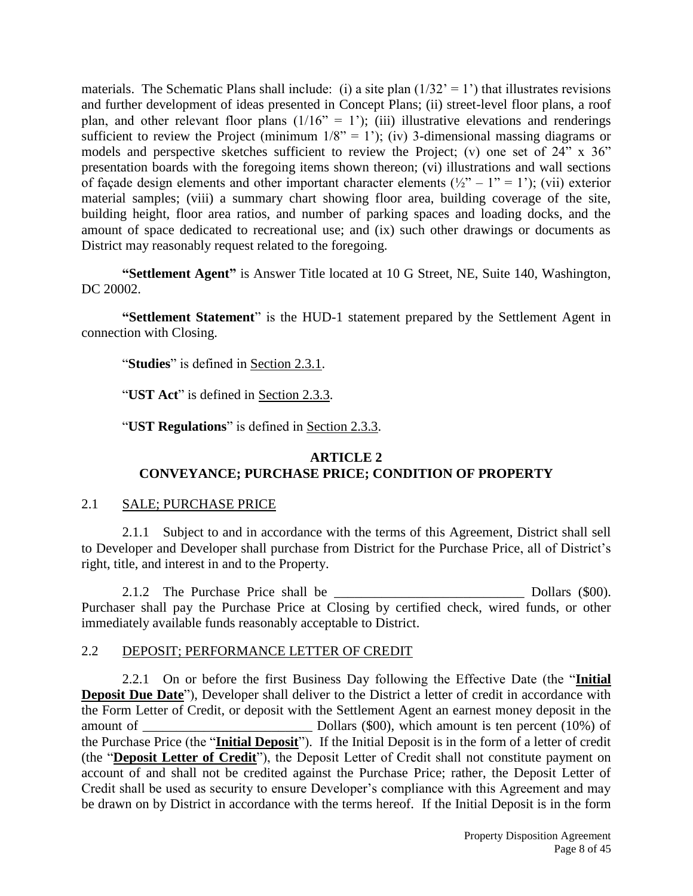materials. The Schematic Plans shall include: (i) a site plan (1/32' = 1') that illustrates revisions and further development of ideas presented in Concept Plans; (ii) street-level floor plans, a roof plan, and other relevant floor plans (1/16" = 1'); (iii) illustrative elevations and renderings sufficient to review the Project (minimum 1/8" = 1'); (iv) 3-dimensional massing diagrams or models and perspective sketches sufficient to review the Project; (v) one set of 24" x 36" presentation boards with the foregoing items shown thereon; (vi) illustrations and wall sections of façade design elements and other important character elements (½" – 1" = 1'); (vii) exterior material samples; (viii) a summary chart showing floor area, building coverage of the site, building height, floor area ratios, and number of parking spaces and loading docks, and the amount of space dedicated to recreational use; and (ix) such other drawings or documents as District may reasonably request related to the foregoing.

**"Settlement Agent"** is Answer Title located at 10 G Street, NE, Suite 140, Washington, DC 20002.

**"Settlement Statement"** is the HUD-1 statement prepared by the Settlement Agent in connection with Closing.

"**Studies**" is defined in Section 2.3.1.

"**UST Act**" is defined in Section 2.3.3.

"**UST Regulations**" is defined in Section 2.3.3.

## ARTICLE 2
## CONVEYANCE; PURCHASE PRICE; CONDITION OF PROPERTY

### 2.1 SALE; PURCHASE PRICE

2.1.1 Subject to and in accordance with the terms of this Agreement, District shall sell to Developer and Developer shall purchase from District for the Purchase Price, all of District's right, title, and interest in and to the Property.

2.1.2 The Purchase Price shall be ____________________________ Dollars ($00). Purchaser shall pay the Purchase Price at Closing by certified check, wired funds, or other immediately available funds reasonably acceptable to District.

### 2.2 DEPOSIT; PERFORMANCE LETTER OF CREDIT

2.2.1 On or before the first Business Day following the Effective Date (the "**Initial Deposit Due Date**"), Developer shall deliver to the District a letter of credit in accordance with the Form Letter of Credit, or deposit with the Settlement Agent an earnest money deposit in the amount of _________________________ Dollars ($00), which amount is ten percent (10%) of the Purchase Price (the "**Initial Deposit**"). If the Initial Deposit is in the form of a letter of credit (the "**Deposit Letter of Credit**"), the Deposit Letter of Credit shall not constitute payment on account of and shall not be credited against the Purchase Price; rather, the Deposit Letter of Credit shall be used as security to ensure Developer's compliance with this Agreement and may be drawn on by District in accordance with the terms hereof. If the Initial Deposit is in the form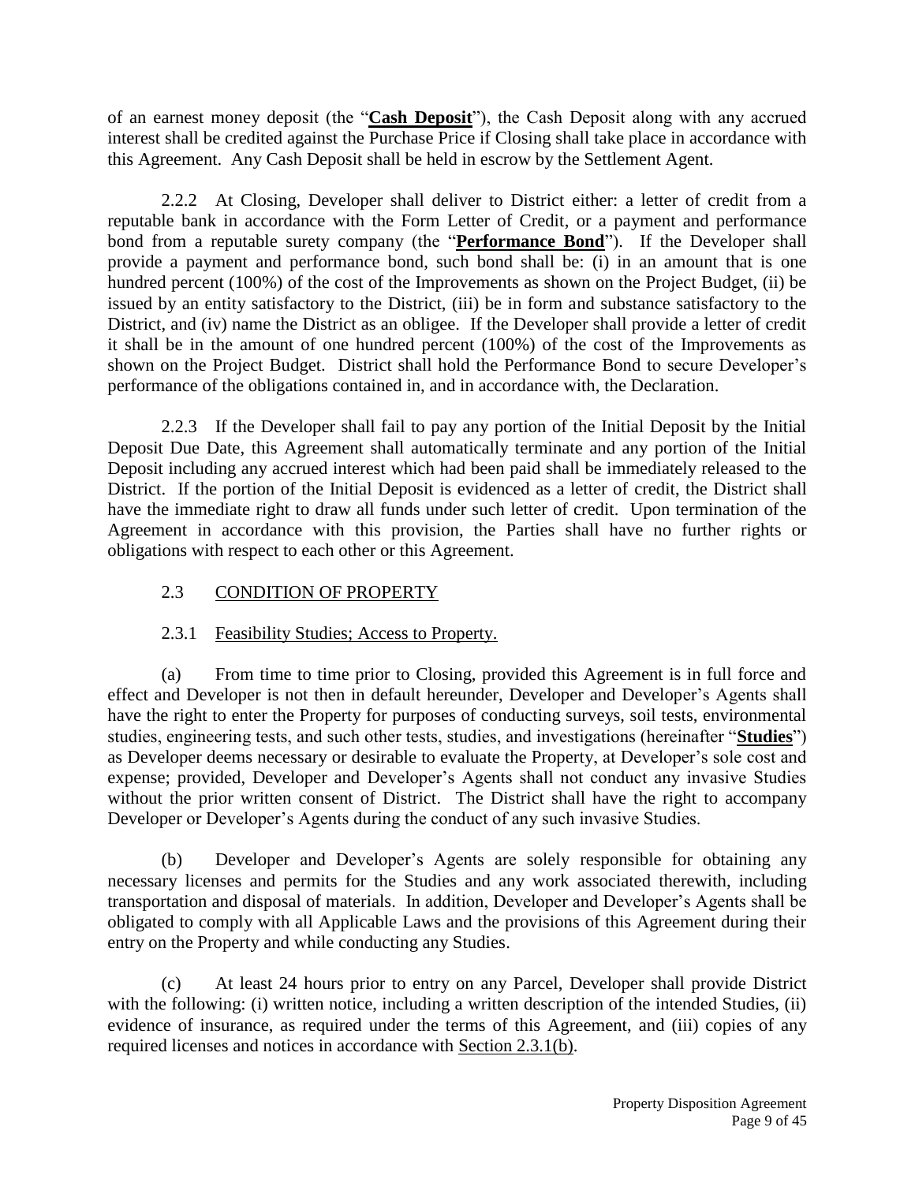of an earnest money deposit (the "**Cash Deposit**"), the Cash Deposit along with any accrued interest shall be credited against the Purchase Price if Closing shall take place in accordance with this Agreement. Any Cash Deposit shall be held in escrow by the Settlement Agent.

2.2.2 At Closing, Developer shall deliver to District either: a letter of credit from a reputable bank in accordance with the Form Letter of Credit, or a payment and performance bond from a reputable surety company (the "**Performance Bond**"). If the Developer shall provide a payment and performance bond, such bond shall be: (i) in an amount that is one hundred percent (100%) of the cost of the Improvements as shown on the Project Budget, (ii) be issued by an entity satisfactory to the District, (iii) be in form and substance satisfactory to the District, and (iv) name the District as an obligee. If the Developer shall provide a letter of credit it shall be in the amount of one hundred percent (100%) of the cost of the Improvements as shown on the Project Budget. District shall hold the Performance Bond to secure Developer's performance of the obligations contained in, and in accordance with, the Declaration.

2.2.3 If the Developer shall fail to pay any portion of the Initial Deposit by the Initial Deposit Due Date, this Agreement shall automatically terminate and any portion of the Initial Deposit including any accrued interest which had been paid shall be immediately released to the District. If the portion of the Initial Deposit is evidenced as a letter of credit, the District shall have the immediate right to draw all funds under such letter of credit. Upon termination of the Agreement in accordance with this provision, the Parties shall have no further rights or obligations with respect to each other or this Agreement.

## 2.3 CONDITION OF PROPERTY

### 2.3.1 Feasibility Studies; Access to Property.

(a) From time to time prior to Closing, provided this Agreement is in full force and effect and Developer is not then in default hereunder, Developer and Developer's Agents shall have the right to enter the Property for purposes of conducting surveys, soil tests, environmental studies, engineering tests, and such other tests, studies, and investigations (hereinafter "**Studies**") as Developer deems necessary or desirable to evaluate the Property, at Developer's sole cost and expense; provided, Developer and Developer's Agents shall not conduct any invasive Studies without the prior written consent of District. The District shall have the right to accompany Developer or Developer's Agents during the conduct of any such invasive Studies.

(b) Developer and Developer's Agents are solely responsible for obtaining any necessary licenses and permits for the Studies and any work associated therewith, including transportation and disposal of materials. In addition, Developer and Developer's Agents shall be obligated to comply with all Applicable Laws and the provisions of this Agreement during their entry on the Property and while conducting any Studies.

(c) At least 24 hours prior to entry on any Parcel, Developer shall provide District with the following: (i) written notice, including a written description of the intended Studies, (ii) evidence of insurance, as required under the terms of this Agreement, and (iii) copies of any required licenses and notices in accordance with Section 2.3.1(b).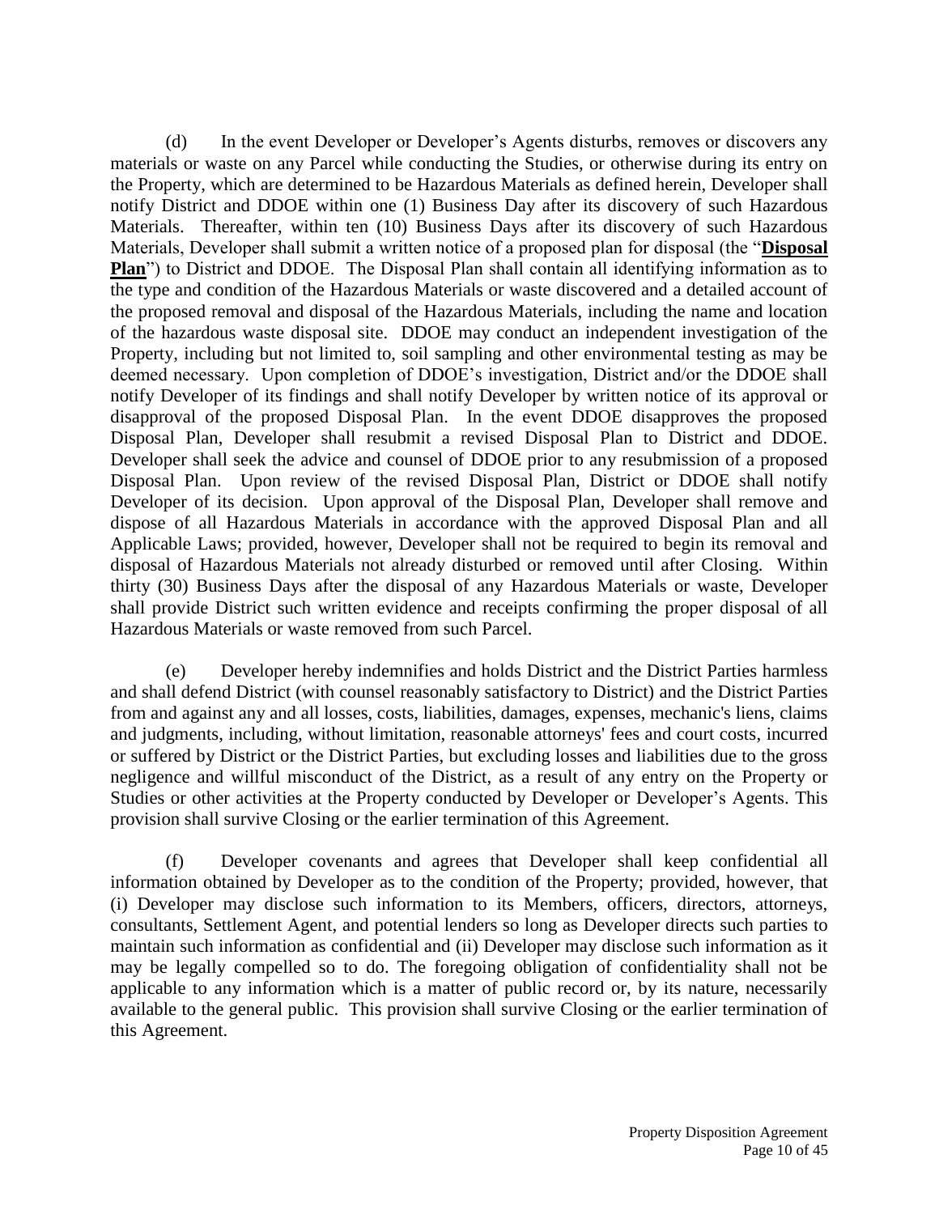(d) In the event Developer or Developer's Agents disturbs, removes or discovers any materials or waste on any Parcel while conducting the Studies, or otherwise during its entry on the Property, which are determined to be Hazardous Materials as defined herein, Developer shall notify District and DDOE within one (1) Business Day after its discovery of such Hazardous Materials. Thereafter, within ten (10) Business Days after its discovery of such Hazardous Materials, Developer shall submit a written notice of a proposed plan for disposal (the "**Disposal Plan**") to District and DDOE. The Disposal Plan shall contain all identifying information as to the type and condition of the Hazardous Materials or waste discovered and a detailed account of the proposed removal and disposal of the Hazardous Materials, including the name and location of the hazardous waste disposal site. DDOE may conduct an independent investigation of the Property, including but not limited to, soil sampling and other environmental testing as may be deemed necessary. Upon completion of DDOE's investigation, District and/or the DDOE shall notify Developer of its findings and shall notify Developer by written notice of its approval or disapproval of the proposed Disposal Plan. In the event DDOE disapproves the proposed Disposal Plan, Developer shall resubmit a revised Disposal Plan to District and DDOE. Developer shall seek the advice and counsel of DDOE prior to any resubmission of a proposed Disposal Plan. Upon review of the revised Disposal Plan, District or DDOE shall notify Developer of its decision. Upon approval of the Disposal Plan, Developer shall remove and dispose of all Hazardous Materials in accordance with the approved Disposal Plan and all Applicable Laws; provided, however, Developer shall not be required to begin its removal and disposal of Hazardous Materials not already disturbed or removed until after Closing. Within thirty (30) Business Days after the disposal of any Hazardous Materials or waste, Developer shall provide District such written evidence and receipts confirming the proper disposal of all Hazardous Materials or waste removed from such Parcel.

(e) Developer hereby indemnifies and holds District and the District Parties harmless and shall defend District (with counsel reasonably satisfactory to District) and the District Parties from and against any and all losses, costs, liabilities, damages, expenses, mechanic's liens, claims and judgments, including, without limitation, reasonable attorneys' fees and court costs, incurred or suffered by District or the District Parties, but excluding losses and liabilities due to the gross negligence and willful misconduct of the District, as a result of any entry on the Property or Studies or other activities at the Property conducted by Developer or Developer's Agents. This provision shall survive Closing or the earlier termination of this Agreement.

(f) Developer covenants and agrees that Developer shall keep confidential all information obtained by Developer as to the condition of the Property; provided, however, that (i) Developer may disclose such information to its Members, officers, directors, attorneys, consultants, Settlement Agent, and potential lenders so long as Developer directs such parties to maintain such information as confidential and (ii) Developer may disclose such information as it may be legally compelled so to do. The foregoing obligation of confidentiality shall not be applicable to any information which is a matter of public record or, by its nature, necessarily available to the general public. This provision shall survive Closing or the earlier termination of this Agreement.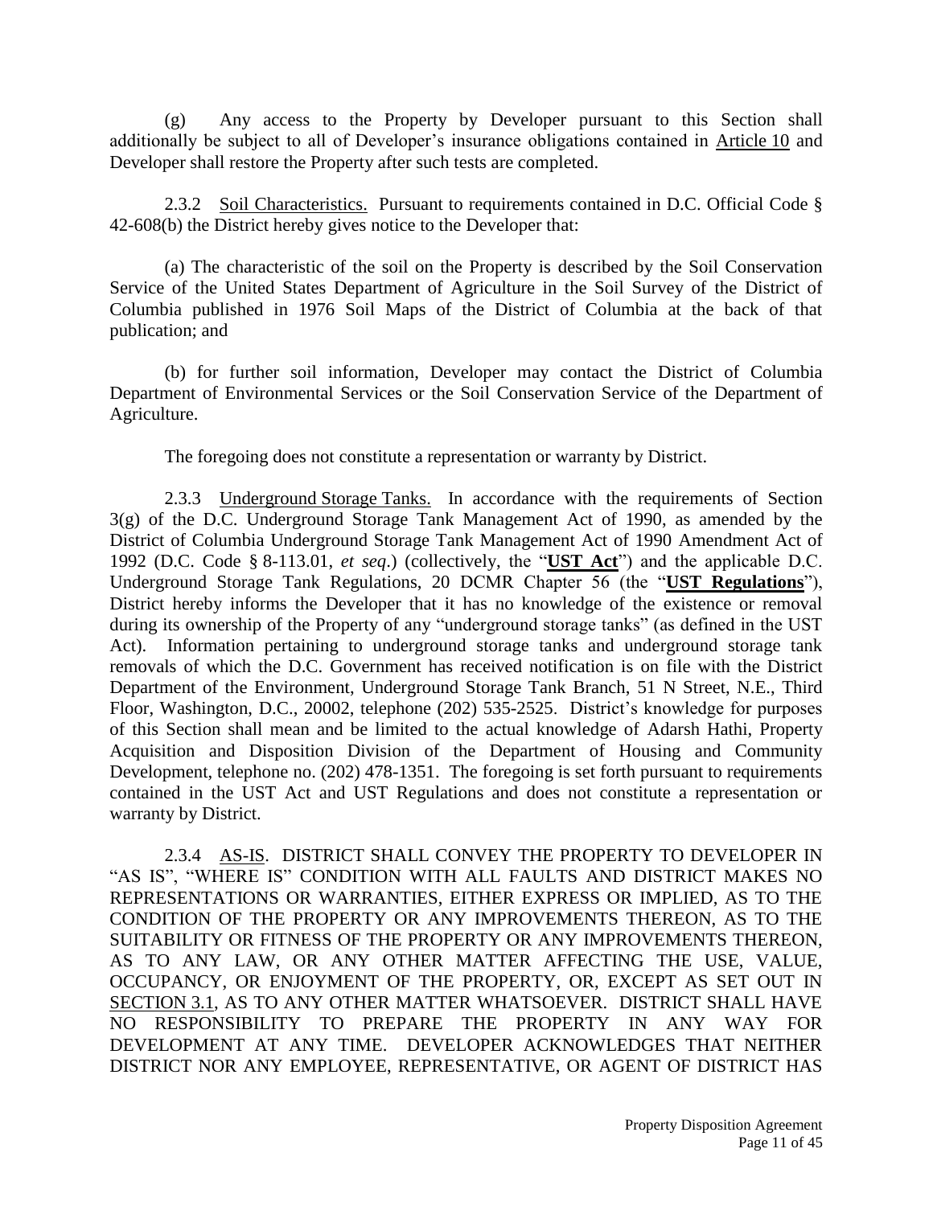(g) Any access to the Property by Developer pursuant to this Section shall additionally be subject to all of Developer's insurance obligations contained in Article 10 and Developer shall restore the Property after such tests are completed.

2.3.2 Soil Characteristics. Pursuant to requirements contained in D.C. Official Code § 42-608(b) the District hereby gives notice to the Developer that:

(a) The characteristic of the soil on the Property is described by the Soil Conservation Service of the United States Department of Agriculture in the Soil Survey of the District of Columbia published in 1976 Soil Maps of the District of Columbia at the back of that publication; and

(b) for further soil information, Developer may contact the District of Columbia Department of Environmental Services or the Soil Conservation Service of the Department of Agriculture.

The foregoing does not constitute a representation or warranty by District.

2.3.3 Underground Storage Tanks. In accordance with the requirements of Section 3(g) of the D.C. Underground Storage Tank Management Act of 1990, as amended by the District of Columbia Underground Storage Tank Management Act of 1990 Amendment Act of 1992 (D.C. Code § 8-113.01, *et seq.*) (collectively, the "**UST Act**") and the applicable D.C. Underground Storage Tank Regulations, 20 DCMR Chapter 56 (the "**UST Regulations**"), District hereby informs the Developer that it has no knowledge of the existence or removal during its ownership of the Property of any "underground storage tanks" (as defined in the UST Act). Information pertaining to underground storage tanks and underground storage tank removals of which the D.C. Government has received notification is on file with the District Department of the Environment, Underground Storage Tank Branch, 51 N Street, N.E., Third Floor, Washington, D.C., 20002, telephone (202) 535-2525. District's knowledge for purposes of this Section shall mean and be limited to the actual knowledge of Adarsh Hathi, Property Acquisition and Disposition Division of the Department of Housing and Community Development, telephone no. (202) 478-1351. The foregoing is set forth pursuant to requirements contained in the UST Act and UST Regulations and does not constitute a representation or warranty by District.

2.3.4 AS-IS. DISTRICT SHALL CONVEY THE PROPERTY TO DEVELOPER IN "AS IS", "WHERE IS" CONDITION WITH ALL FAULTS AND DISTRICT MAKES NO REPRESENTATIONS OR WARRANTIES, EITHER EXPRESS OR IMPLIED, AS TO THE CONDITION OF THE PROPERTY OR ANY IMPROVEMENTS THEREON, AS TO THE SUITABILITY OR FITNESS OF THE PROPERTY OR ANY IMPROVEMENTS THEREON, AS TO ANY LAW, OR ANY OTHER MATTER AFFECTING THE USE, VALUE, OCCUPANCY, OR ENJOYMENT OF THE PROPERTY, OR, EXCEPT AS SET OUT IN SECTION 3.1, AS TO ANY OTHER MATTER WHATSOEVER. DISTRICT SHALL HAVE NO RESPONSIBILITY TO PREPARE THE PROPERTY IN ANY WAY FOR DEVELOPMENT AT ANY TIME. DEVELOPER ACKNOWLEDGES THAT NEITHER DISTRICT NOR ANY EMPLOYEE, REPRESENTATIVE, OR AGENT OF DISTRICT HAS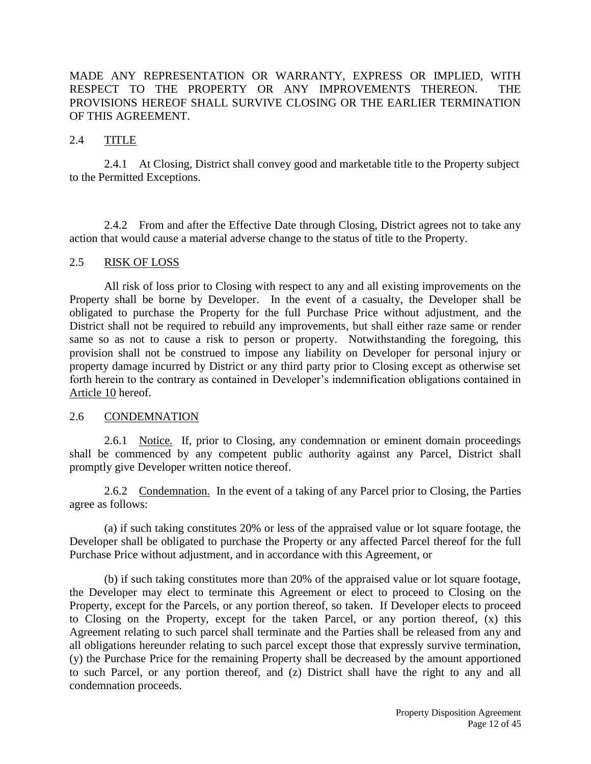MADE ANY REPRESENTATION OR WARRANTY, EXPRESS OR IMPLIED, WITH RESPECT TO THE PROPERTY OR ANY IMPROVEMENTS THEREON. THE PROVISIONS HEREOF SHALL SURVIVE CLOSING OR THE EARLIER TERMINATION OF THIS AGREEMENT.

## 2.4 TITLE

2.4.1 At Closing, District shall convey good and marketable title to the Property subject to the Permitted Exceptions.

2.4.2 From and after the Effective Date through Closing, District agrees not to take any action that would cause a material adverse change to the status of title to the Property.

## 2.5 RISK OF LOSS

All risk of loss prior to Closing with respect to any and all existing improvements on the Property shall be borne by Developer. In the event of a casualty, the Developer shall be obligated to purchase the Property for the full Purchase Price without adjustment, and the District shall not be required to rebuild any improvements, but shall either raze same or render same so as not to cause a risk to person or property. Notwithstanding the foregoing, this provision shall not be construed to impose any liability on Developer for personal injury or property damage incurred by District or any third party prior to Closing except as otherwise set forth herein to the contrary as contained in Developer's indemnification obligations contained in Article 10 hereof.

## 2.6 CONDEMNATION

2.6.1 Notice. If, prior to Closing, any condemnation or eminent domain proceedings shall be commenced by any competent public authority against any Parcel, District shall promptly give Developer written notice thereof.

2.6.2 Condemnation. In the event of a taking of any Parcel prior to Closing, the Parties agree as follows:

(a) if such taking constitutes 20% or less of the appraised value or lot square footage, the Developer shall be obligated to purchase the Property or any affected Parcel thereof for the full Purchase Price without adjustment, and in accordance with this Agreement, or

(b) if such taking constitutes more than 20% of the appraised value or lot square footage, the Developer may elect to terminate this Agreement or elect to proceed to Closing on the Property, except for the Parcels, or any portion thereof, so taken. If Developer elects to proceed to Closing on the Property, except for the taken Parcel, or any portion thereof, (x) this Agreement relating to such parcel shall terminate and the Parties shall be released from any and all obligations hereunder relating to such parcel except those that expressly survive termination, (y) the Purchase Price for the remaining Property shall be decreased by the amount apportioned to such Parcel, or any portion thereof, and (z) District shall have the right to any and all condemnation proceeds.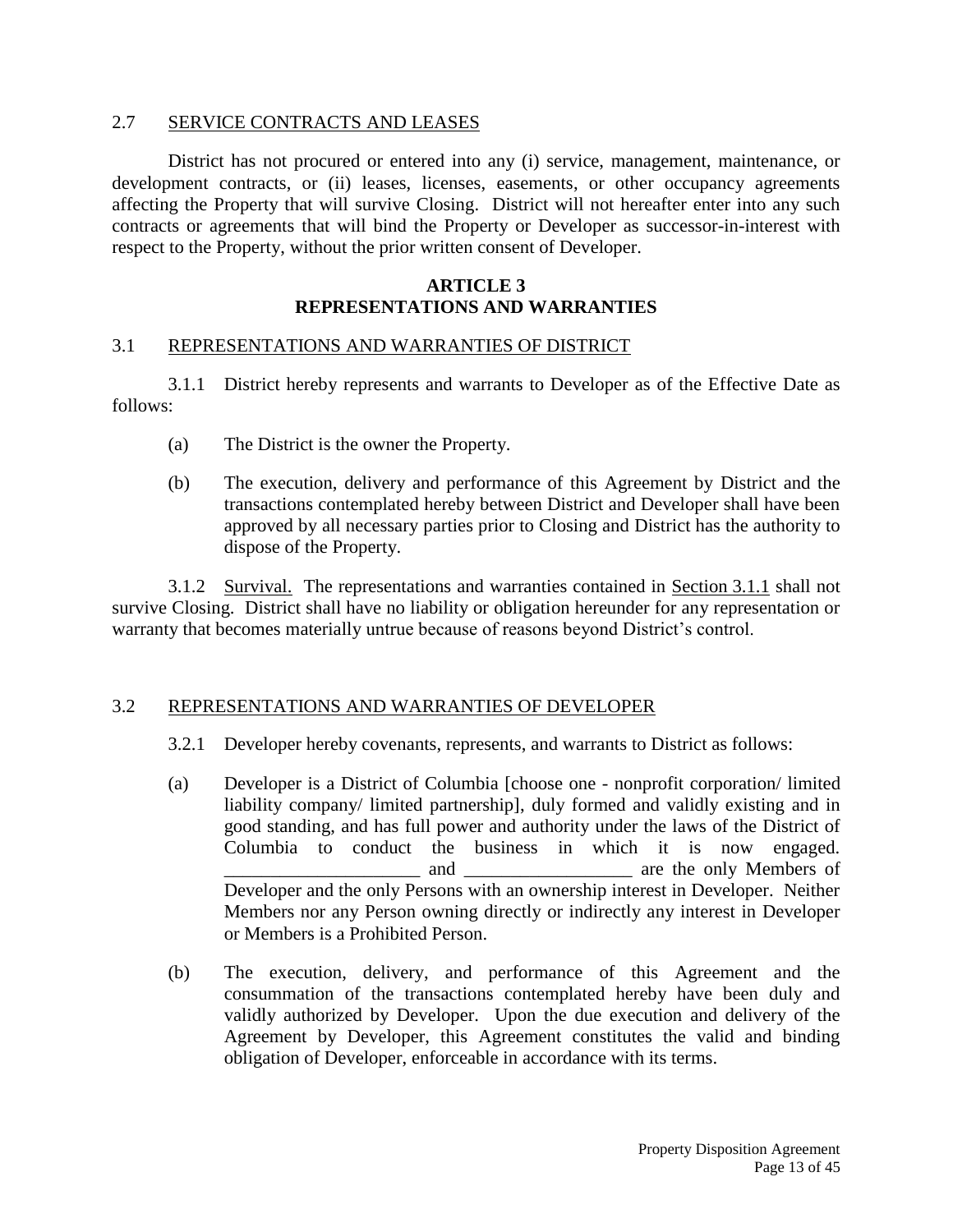## 2.7 SERVICE CONTRACTS AND LEASES

District has not procured or entered into any (i) service, management, maintenance, or development contracts, or (ii) leases, licenses, easements, or other occupancy agreements affecting the Property that will survive Closing. District will not hereafter enter into any such contracts or agreements that will bind the Property or Developer as successor-in-interest with respect to the Property, without the prior written consent of Developer.

# ARTICLE 3
# REPRESENTATIONS AND WARRANTIES

## 3.1 REPRESENTATIONS AND WARRANTIES OF DISTRICT

3.1.1 District hereby represents and warrants to Developer as of the Effective Date as follows:

(a) The District is the owner the Property.

(b) The execution, delivery and performance of this Agreement by District and the transactions contemplated hereby between District and Developer shall have been approved by all necessary parties prior to Closing and District has the authority to dispose of the Property.

3.1.2 Survival. The representations and warranties contained in Section 3.1.1 shall not survive Closing. District shall have no liability or obligation hereunder for any representation or warranty that becomes materially untrue because of reasons beyond District's control.

## 3.2 REPRESENTATIONS AND WARRANTIES OF DEVELOPER

3.2.1 Developer hereby covenants, represents, and warrants to District as follows:

(a) Developer is a District of Columbia [choose one - nonprofit corporation/ limited liability company/ limited partnership], duly formed and validly existing and in good standing, and has full power and authority under the laws of the District of Columbia to conduct the business in which it is now engaged. _____________________ and __________________ are the only Members of Developer and the only Persons with an ownership interest in Developer. Neither Members nor any Person owning directly or indirectly any interest in Developer or Members is a Prohibited Person.

(b) The execution, delivery, and performance of this Agreement and the consummation of the transactions contemplated hereby have been duly and validly authorized by Developer. Upon the due execution and delivery of the Agreement by Developer, this Agreement constitutes the valid and binding obligation of Developer, enforceable in accordance with its terms.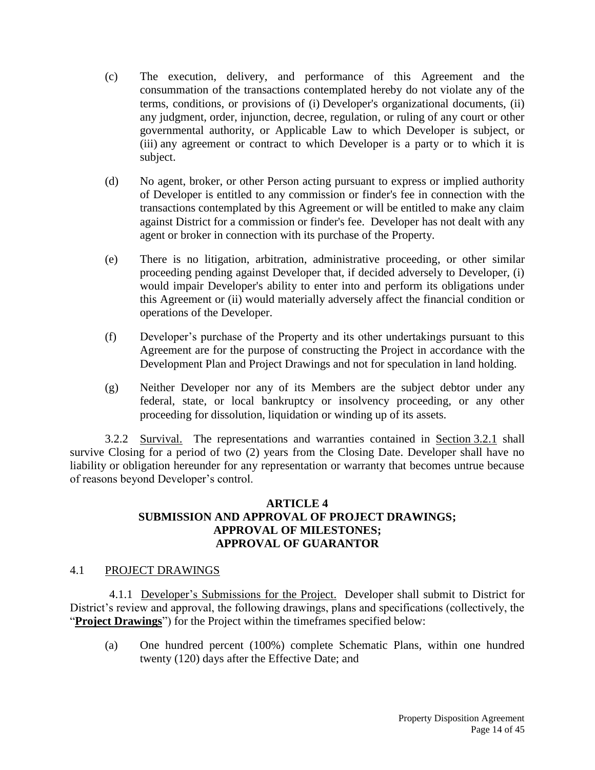(c) The execution, delivery, and performance of this Agreement and the consummation of the transactions contemplated hereby do not violate any of the terms, conditions, or provisions of (i) Developer's organizational documents, (ii) any judgment, order, injunction, decree, regulation, or ruling of any court or other governmental authority, or Applicable Law to which Developer is subject, or (iii) any agreement or contract to which Developer is a party or to which it is subject.

(d) No agent, broker, or other Person acting pursuant to express or implied authority of Developer is entitled to any commission or finder's fee in connection with the transactions contemplated by this Agreement or will be entitled to make any claim against District for a commission or finder's fee. Developer has not dealt with any agent or broker in connection with its purchase of the Property.

(e) There is no litigation, arbitration, administrative proceeding, or other similar proceeding pending against Developer that, if decided adversely to Developer, (i) would impair Developer's ability to enter into and perform its obligations under this Agreement or (ii) would materially adversely affect the financial condition or operations of the Developer.

(f) Developer's purchase of the Property and its other undertakings pursuant to this Agreement are for the purpose of constructing the Project in accordance with the Development Plan and Project Drawings and not for speculation in land holding.

(g) Neither Developer nor any of its Members are the subject debtor under any federal, state, or local bankruptcy or insolvency proceeding, or any other proceeding for dissolution, liquidation or winding up of its assets.

3.2.2 Survival. The representations and warranties contained in Section 3.2.1 shall survive Closing for a period of two (2) years from the Closing Date. Developer shall have no liability or obligation hereunder for any representation or warranty that becomes untrue because of reasons beyond Developer's control.

## ARTICLE 4
## SUBMISSION AND APPROVAL OF PROJECT DRAWINGS; APPROVAL OF MILESTONES; APPROVAL OF GUARANTOR

### 4.1 PROJECT DRAWINGS

4.1.1 Developer's Submissions for the Project. Developer shall submit to District for District's review and approval, the following drawings, plans and specifications (collectively, the "**Project Drawings**") for the Project within the timeframes specified below:

(a) One hundred percent (100%) complete Schematic Plans, within one hundred twenty (120) days after the Effective Date; and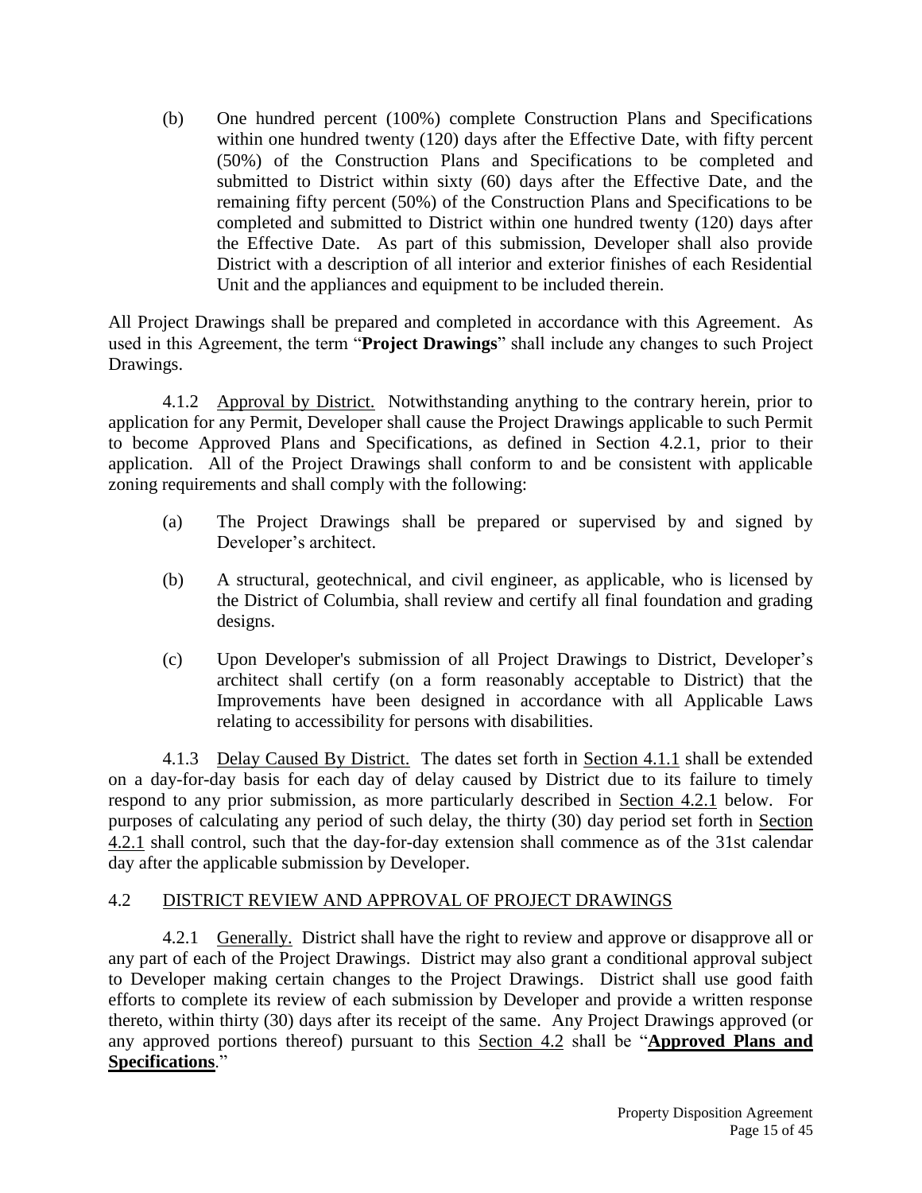(b) One hundred percent (100%) complete Construction Plans and Specifications within one hundred twenty (120) days after the Effective Date, with fifty percent (50%) of the Construction Plans and Specifications to be completed and submitted to District within sixty (60) days after the Effective Date, and the remaining fifty percent (50%) of the Construction Plans and Specifications to be completed and submitted to District within one hundred twenty (120) days after the Effective Date. As part of this submission, Developer shall also provide District with a description of all interior and exterior finishes of each Residential Unit and the appliances and equipment to be included therein.

All Project Drawings shall be prepared and completed in accordance with this Agreement. As used in this Agreement, the term "**Project Drawings**" shall include any changes to such Project Drawings.

4.1.2 Approval by District. Notwithstanding anything to the contrary herein, prior to application for any Permit, Developer shall cause the Project Drawings applicable to such Permit to become Approved Plans and Specifications, as defined in Section 4.2.1, prior to their application. All of the Project Drawings shall conform to and be consistent with applicable zoning requirements and shall comply with the following:

(a) The Project Drawings shall be prepared or supervised by and signed by Developer's architect.

(b) A structural, geotechnical, and civil engineer, as applicable, who is licensed by the District of Columbia, shall review and certify all final foundation and grading designs.

(c) Upon Developer's submission of all Project Drawings to District, Developer's architect shall certify (on a form reasonably acceptable to District) that the Improvements have been designed in accordance with all Applicable Laws relating to accessibility for persons with disabilities.

4.1.3 Delay Caused By District. The dates set forth in Section 4.1.1 shall be extended on a day-for-day basis for each day of delay caused by District due to its failure to timely respond to any prior submission, as more particularly described in Section 4.2.1 below. For purposes of calculating any period of such delay, the thirty (30) day period set forth in Section 4.2.1 shall control, such that the day-for-day extension shall commence as of the 31st calendar day after the applicable submission by Developer.

## 4.2 DISTRICT REVIEW AND APPROVAL OF PROJECT DRAWINGS

4.2.1 Generally. District shall have the right to review and approve or disapprove all or any part of each of the Project Drawings. District may also grant a conditional approval subject to Developer making certain changes to the Project Drawings. District shall use good faith efforts to complete its review of each submission by Developer and provide a written response thereto, within thirty (30) days after its receipt of the same. Any Project Drawings approved (or any approved portions thereof) pursuant to this Section 4.2 shall be "**Approved Plans and Specifications**."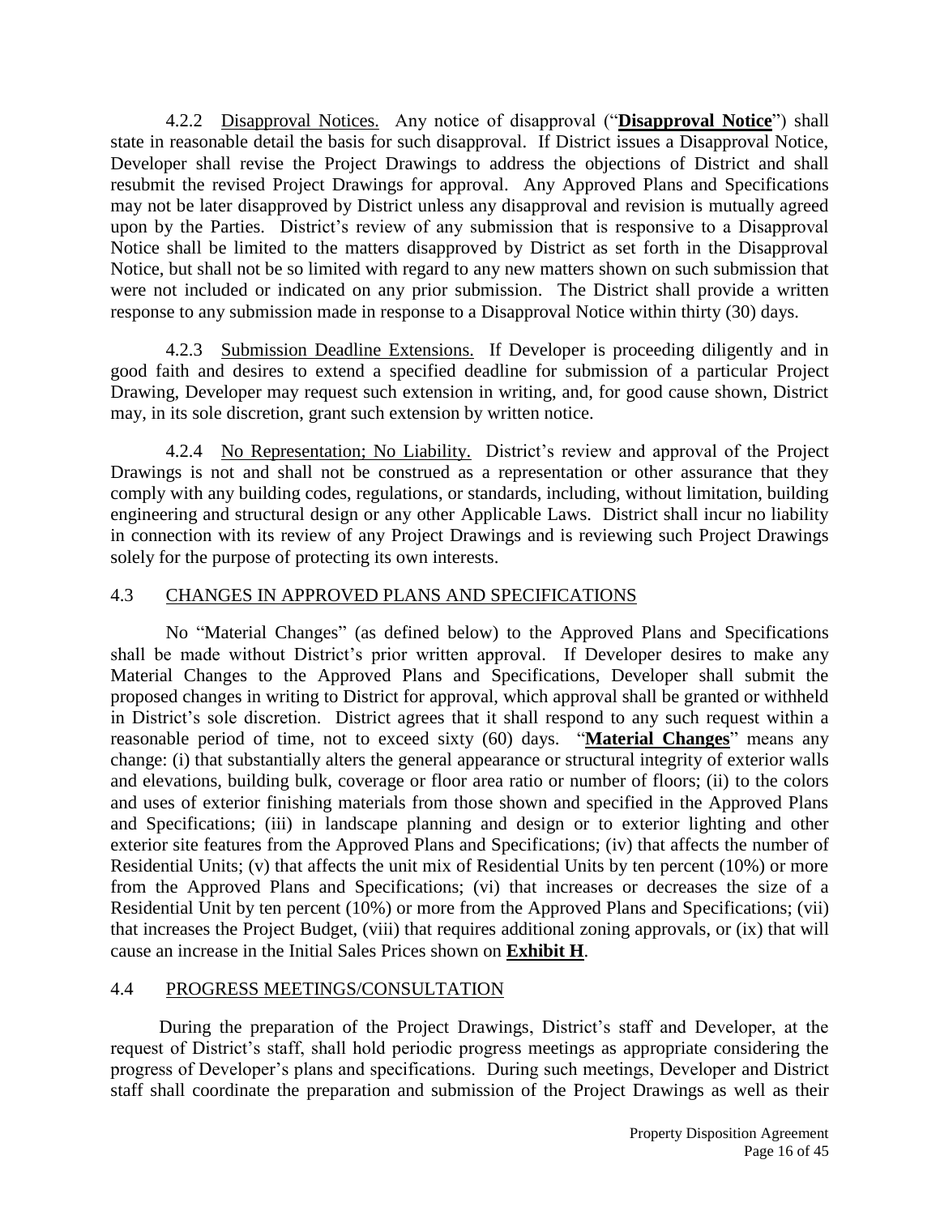4.2.2 Disapproval Notices. Any notice of disapproval ("**Disapproval Notice**") shall state in reasonable detail the basis for such disapproval. If District issues a Disapproval Notice, Developer shall revise the Project Drawings to address the objections of District and shall resubmit the revised Project Drawings for approval. Any Approved Plans and Specifications may not be later disapproved by District unless any disapproval and revision is mutually agreed upon by the Parties. District's review of any submission that is responsive to a Disapproval Notice shall be limited to the matters disapproved by District as set forth in the Disapproval Notice, but shall not be so limited with regard to any new matters shown on such submission that were not included or indicated on any prior submission. The District shall provide a written response to any submission made in response to a Disapproval Notice within thirty (30) days.

4.2.3 Submission Deadline Extensions. If Developer is proceeding diligently and in good faith and desires to extend a specified deadline for submission of a particular Project Drawing, Developer may request such extension in writing, and, for good cause shown, District may, in its sole discretion, grant such extension by written notice.

4.2.4 No Representation; No Liability. District's review and approval of the Project Drawings is not and shall not be construed as a representation or other assurance that they comply with any building codes, regulations, or standards, including, without limitation, building engineering and structural design or any other Applicable Laws. District shall incur no liability in connection with its review of any Project Drawings and is reviewing such Project Drawings solely for the purpose of protecting its own interests.

## 4.3 CHANGES IN APPROVED PLANS AND SPECIFICATIONS

No "Material Changes" (as defined below) to the Approved Plans and Specifications shall be made without District's prior written approval. If Developer desires to make any Material Changes to the Approved Plans and Specifications, Developer shall submit the proposed changes in writing to District for approval, which approval shall be granted or withheld in District's sole discretion. District agrees that it shall respond to any such request within a reasonable period of time, not to exceed sixty (60) days. "**Material Changes**" means any change: (i) that substantially alters the general appearance or structural integrity of exterior walls and elevations, building bulk, coverage or floor area ratio or number of floors; (ii) to the colors and uses of exterior finishing materials from those shown and specified in the Approved Plans and Specifications; (iii) in landscape planning and design or to exterior lighting and other exterior site features from the Approved Plans and Specifications; (iv) that affects the number of Residential Units; (v) that affects the unit mix of Residential Units by ten percent (10%) or more from the Approved Plans and Specifications; (vi) that increases or decreases the size of a Residential Unit by ten percent (10%) or more from the Approved Plans and Specifications; (vii) that increases the Project Budget, (viii) that requires additional zoning approvals, or (ix) that will cause an increase in the Initial Sales Prices shown on **Exhibit H**.

## 4.4 PROGRESS MEETINGS/CONSULTATION

During the preparation of the Project Drawings, District's staff and Developer, at the request of District's staff, shall hold periodic progress meetings as appropriate considering the progress of Developer's plans and specifications. During such meetings, Developer and District staff shall coordinate the preparation and submission of the Project Drawings as well as their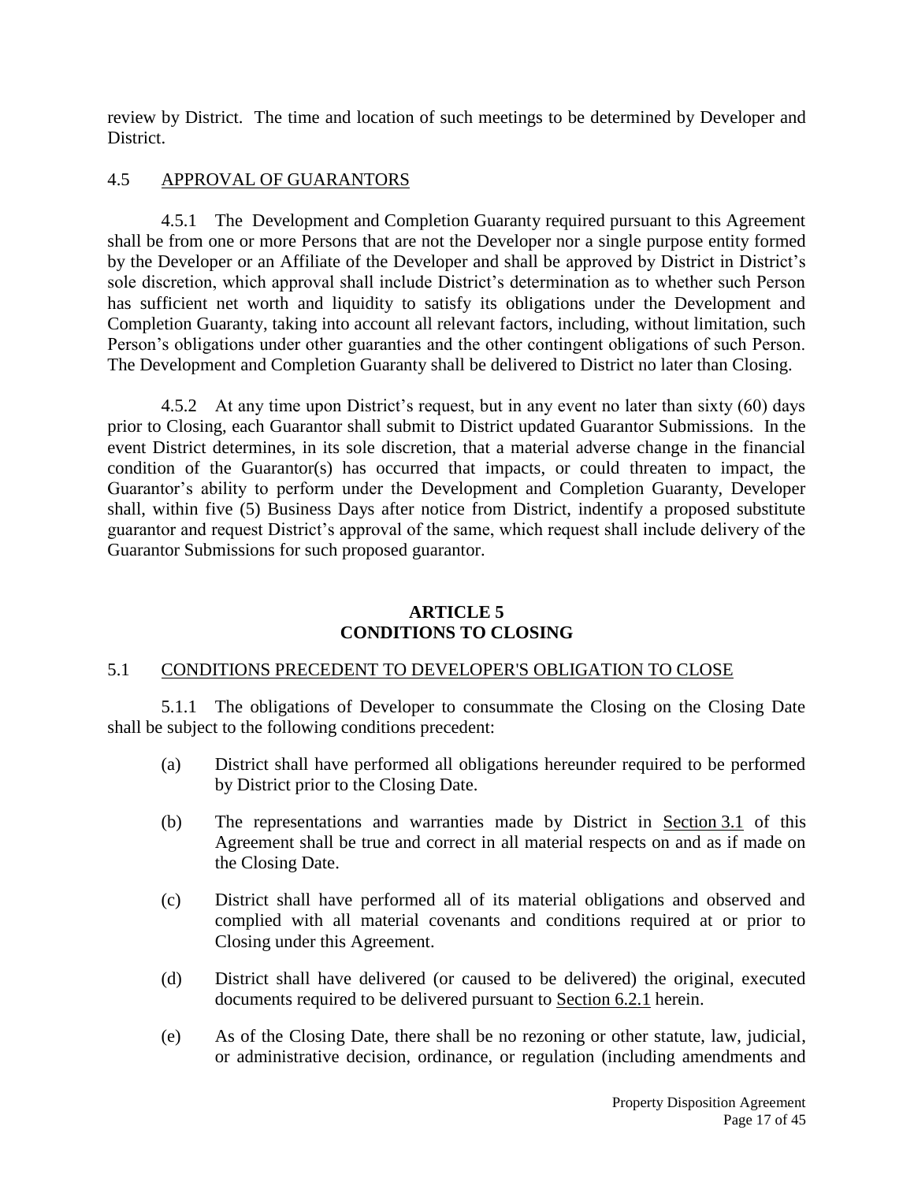review by District. The time and location of such meetings to be determined by Developer and District.

## 4.5 APPROVAL OF GUARANTORS

4.5.1 The Development and Completion Guaranty required pursuant to this Agreement shall be from one or more Persons that are not the Developer nor a single purpose entity formed by the Developer or an Affiliate of the Developer and shall be approved by District in District's sole discretion, which approval shall include District's determination as to whether such Person has sufficient net worth and liquidity to satisfy its obligations under the Development and Completion Guaranty, taking into account all relevant factors, including, without limitation, such Person's obligations under other guaranties and the other contingent obligations of such Person. The Development and Completion Guaranty shall be delivered to District no later than Closing.

4.5.2 At any time upon District's request, but in any event no later than sixty (60) days prior to Closing, each Guarantor shall submit to District updated Guarantor Submissions. In the event District determines, in its sole discretion, that a material adverse change in the financial condition of the Guarantor(s) has occurred that impacts, or could threaten to impact, the Guarantor's ability to perform under the Development and Completion Guaranty, Developer shall, within five (5) Business Days after notice from District, indentify a proposed substitute guarantor and request District's approval of the same, which request shall include delivery of the Guarantor Submissions for such proposed guarantor.

# ARTICLE 5
# CONDITIONS TO CLOSING

## 5.1 CONDITIONS PRECEDENT TO DEVELOPER'S OBLIGATION TO CLOSE

5.1.1 The obligations of Developer to consummate the Closing on the Closing Date shall be subject to the following conditions precedent:

(a) District shall have performed all obligations hereunder required to be performed by District prior to the Closing Date.

(b) The representations and warranties made by District in Section 3.1 of this Agreement shall be true and correct in all material respects on and as if made on the Closing Date.

(c) District shall have performed all of its material obligations and observed and complied with all material covenants and conditions required at or prior to Closing under this Agreement.

(d) District shall have delivered (or caused to be delivered) the original, executed documents required to be delivered pursuant to Section 6.2.1 herein.

(e) As of the Closing Date, there shall be no rezoning or other statute, law, judicial, or administrative decision, ordinance, or regulation (including amendments and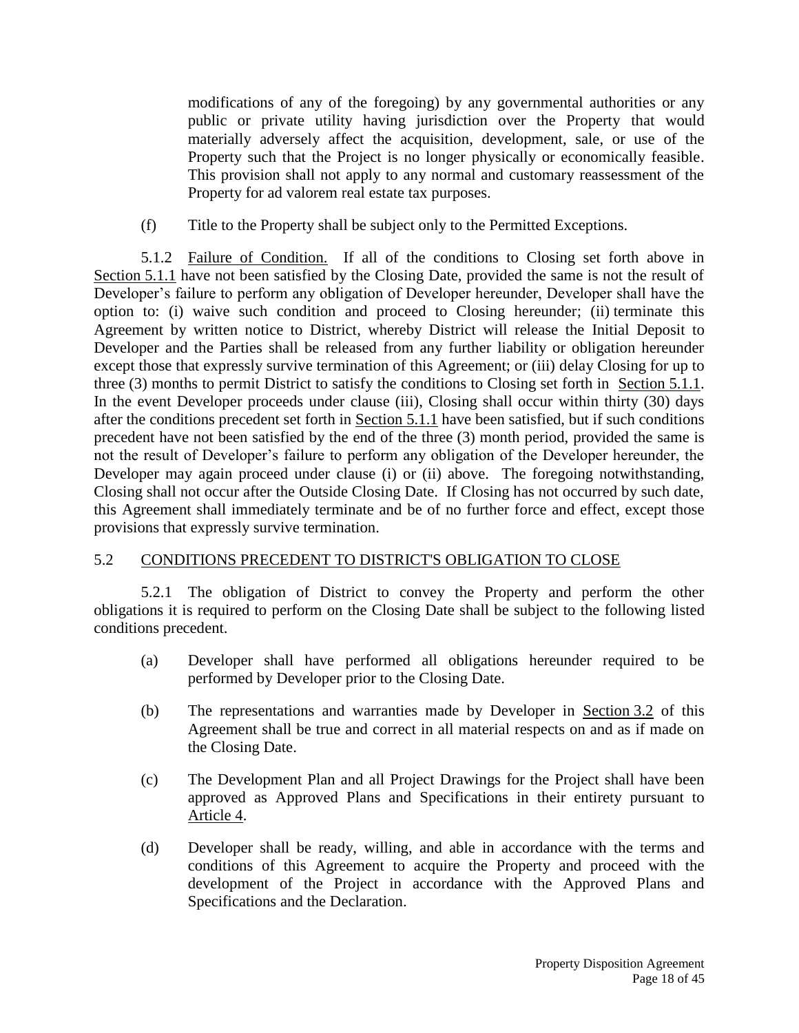modifications of any of the foregoing) by any governmental authorities or any public or private utility having jurisdiction over the Property that would materially adversely affect the acquisition, development, sale, or use of the Property such that the Project is no longer physically or economically feasible. This provision shall not apply to any normal and customary reassessment of the Property for ad valorem real estate tax purposes.

(f) Title to the Property shall be subject only to the Permitted Exceptions.

5.1.2 Failure of Condition. If all of the conditions to Closing set forth above in Section 5.1.1 have not been satisfied by the Closing Date, provided the same is not the result of Developer's failure to perform any obligation of Developer hereunder, Developer shall have the option to: (i) waive such condition and proceed to Closing hereunder; (ii) terminate this Agreement by written notice to District, whereby District will release the Initial Deposit to Developer and the Parties shall be released from any further liability or obligation hereunder except those that expressly survive termination of this Agreement; or (iii) delay Closing for up to three (3) months to permit District to satisfy the conditions to Closing set forth in Section 5.1.1. In the event Developer proceeds under clause (iii), Closing shall occur within thirty (30) days after the conditions precedent set forth in Section 5.1.1 have been satisfied, but if such conditions precedent have not been satisfied by the end of the three (3) month period, provided the same is not the result of Developer's failure to perform any obligation of the Developer hereunder, the Developer may again proceed under clause (i) or (ii) above. The foregoing notwithstanding, Closing shall not occur after the Outside Closing Date. If Closing has not occurred by such date, this Agreement shall immediately terminate and be of no further force and effect, except those provisions that expressly survive termination.

## 5.2 CONDITIONS PRECEDENT TO DISTRICT'S OBLIGATION TO CLOSE

5.2.1 The obligation of District to convey the Property and perform the other obligations it is required to perform on the Closing Date shall be subject to the following listed conditions precedent.

(a) Developer shall have performed all obligations hereunder required to be performed by Developer prior to the Closing Date.

(b) The representations and warranties made by Developer in Section 3.2 of this Agreement shall be true and correct in all material respects on and as if made on the Closing Date.

(c) The Development Plan and all Project Drawings for the Project shall have been approved as Approved Plans and Specifications in their entirety pursuant to Article 4.

(d) Developer shall be ready, willing, and able in accordance with the terms and conditions of this Agreement to acquire the Property and proceed with the development of the Project in accordance with the Approved Plans and Specifications and the Declaration.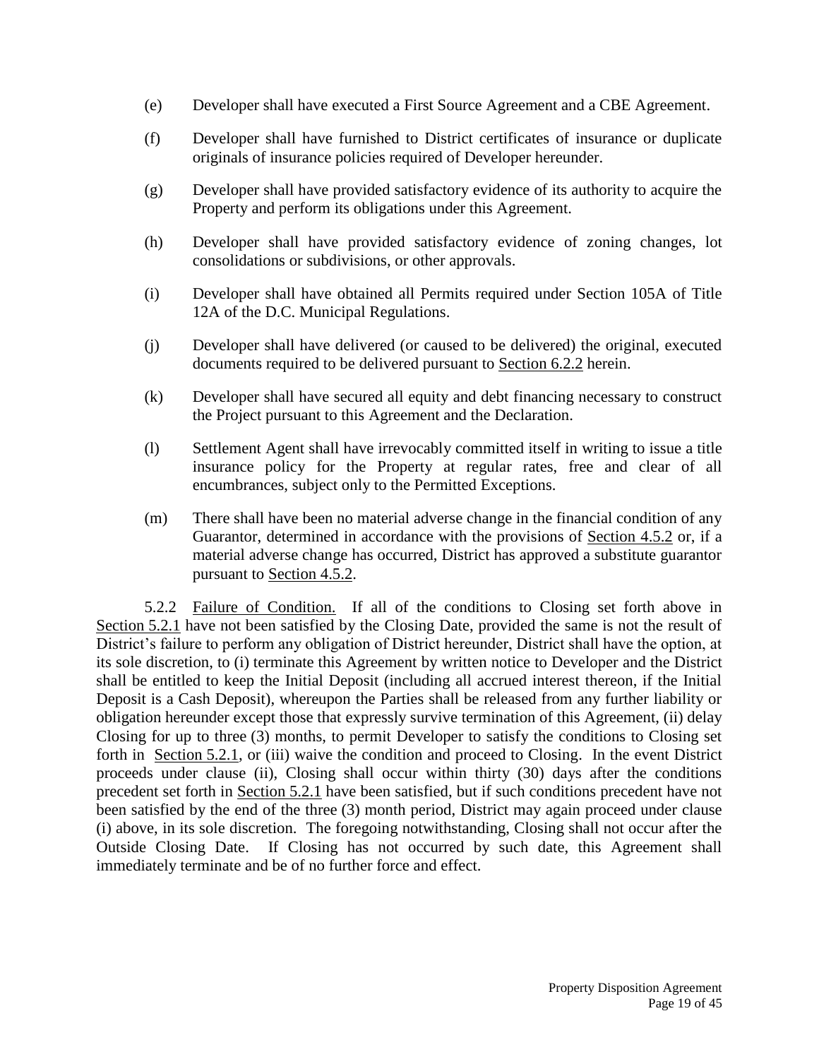(e) Developer shall have executed a First Source Agreement and a CBE Agreement.

(f) Developer shall have furnished to District certificates of insurance or duplicate originals of insurance policies required of Developer hereunder.

(g) Developer shall have provided satisfactory evidence of its authority to acquire the Property and perform its obligations under this Agreement.

(h) Developer shall have provided satisfactory evidence of zoning changes, lot consolidations or subdivisions, or other approvals.

(i) Developer shall have obtained all Permits required under Section 105A of Title 12A of the D.C. Municipal Regulations.

(j) Developer shall have delivered (or caused to be delivered) the original, executed documents required to be delivered pursuant to Section 6.2.2 herein.

(k) Developer shall have secured all equity and debt financing necessary to construct the Project pursuant to this Agreement and the Declaration.

(l) Settlement Agent shall have irrevocably committed itself in writing to issue a title insurance policy for the Property at regular rates, free and clear of all encumbrances, subject only to the Permitted Exceptions.

(m) There shall have been no material adverse change in the financial condition of any Guarantor, determined in accordance with the provisions of Section 4.5.2 or, if a material adverse change has occurred, District has approved a substitute guarantor pursuant to Section 4.5.2.

5.2.2 Failure of Condition. If all of the conditions to Closing set forth above in Section 5.2.1 have not been satisfied by the Closing Date, provided the same is not the result of District's failure to perform any obligation of District hereunder, District shall have the option, at its sole discretion, to (i) terminate this Agreement by written notice to Developer and the District shall be entitled to keep the Initial Deposit (including all accrued interest thereon, if the Initial Deposit is a Cash Deposit), whereupon the Parties shall be released from any further liability or obligation hereunder except those that expressly survive termination of this Agreement, (ii) delay Closing for up to three (3) months, to permit Developer to satisfy the conditions to Closing set forth in Section 5.2.1, or (iii) waive the condition and proceed to Closing. In the event District proceeds under clause (ii), Closing shall occur within thirty (30) days after the conditions precedent set forth in Section 5.2.1 have been satisfied, but if such conditions precedent have not been satisfied by the end of the three (3) month period, District may again proceed under clause (i) above, in its sole discretion. The foregoing notwithstanding, Closing shall not occur after the Outside Closing Date. If Closing has not occurred by such date, this Agreement shall immediately terminate and be of no further force and effect.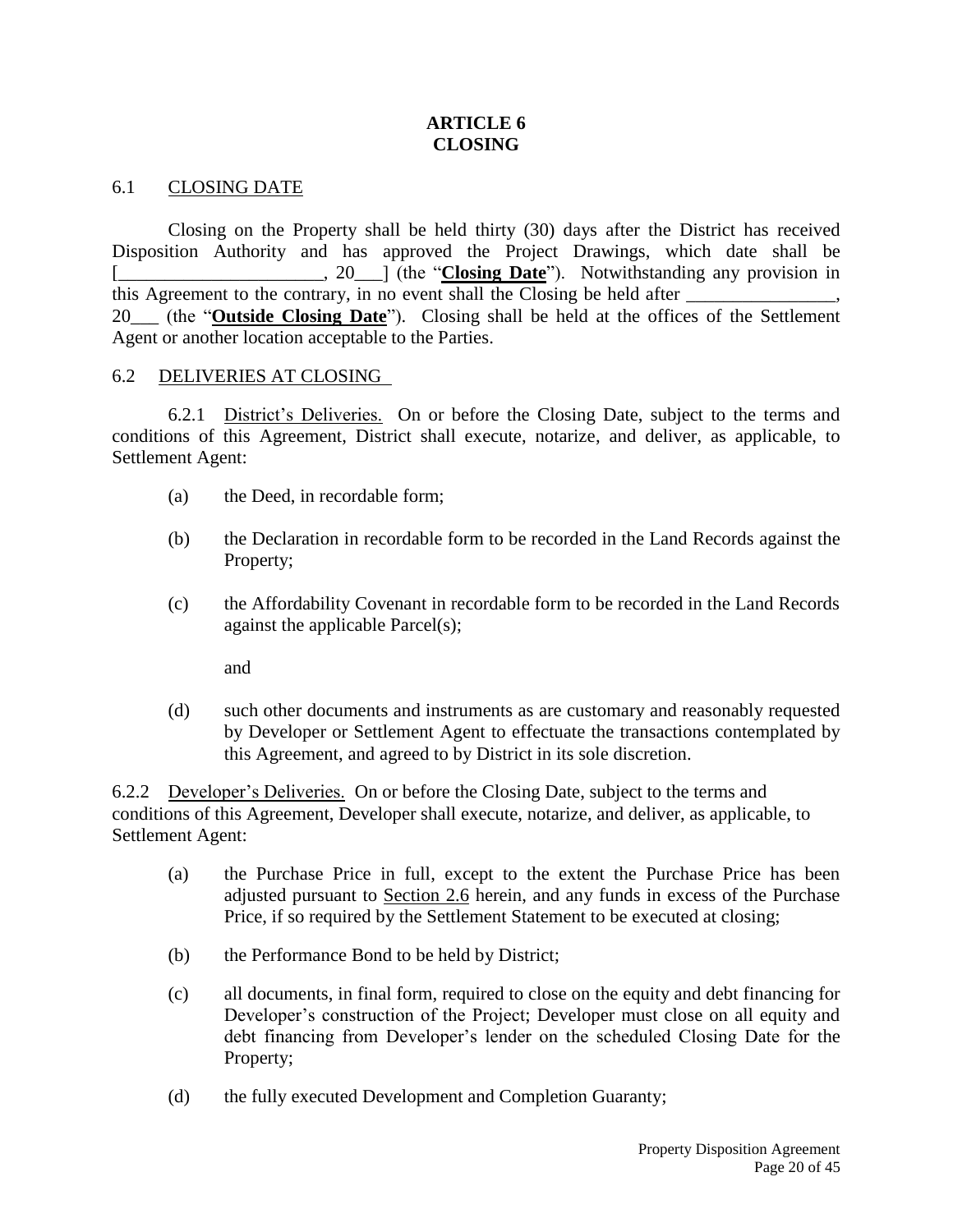# ARTICLE 6
# CLOSING

## 6.1 CLOSING DATE

Closing on the Property shall be held thirty (30) days after the District has received Disposition Authority and has approved the Project Drawings, which date shall be [______________________, 20___] (the "**Closing Date**"). Notwithstanding any provision in this Agreement to the contrary, in no event shall the Closing be held after ________________, 20___ (the "**Outside Closing Date**"). Closing shall be held at the offices of the Settlement Agent or another location acceptable to the Parties.

## 6.2 DELIVERIES AT CLOSING

6.2.1 District's Deliveries. On or before the Closing Date, subject to the terms and conditions of this Agreement, District shall execute, notarize, and deliver, as applicable, to Settlement Agent:

(a) the Deed, in recordable form;

(b) the Declaration in recordable form to be recorded in the Land Records against the Property;

(c) the Affordability Covenant in recordable form to be recorded in the Land Records against the applicable Parcel(s);

and

(d) such other documents and instruments as are customary and reasonably requested by Developer or Settlement Agent to effectuate the transactions contemplated by this Agreement, and agreed to by District in its sole discretion.

6.2.2 Developer's Deliveries. On or before the Closing Date, subject to the terms and conditions of this Agreement, Developer shall execute, notarize, and deliver, as applicable, to Settlement Agent:

(a) the Purchase Price in full, except to the extent the Purchase Price has been adjusted pursuant to Section 2.6 herein, and any funds in excess of the Purchase Price, if so required by the Settlement Statement to be executed at closing;

(b) the Performance Bond to be held by District;

(c) all documents, in final form, required to close on the equity and debt financing for Developer's construction of the Project; Developer must close on all equity and debt financing from Developer's lender on the scheduled Closing Date for the Property;

(d) the fully executed Development and Completion Guaranty;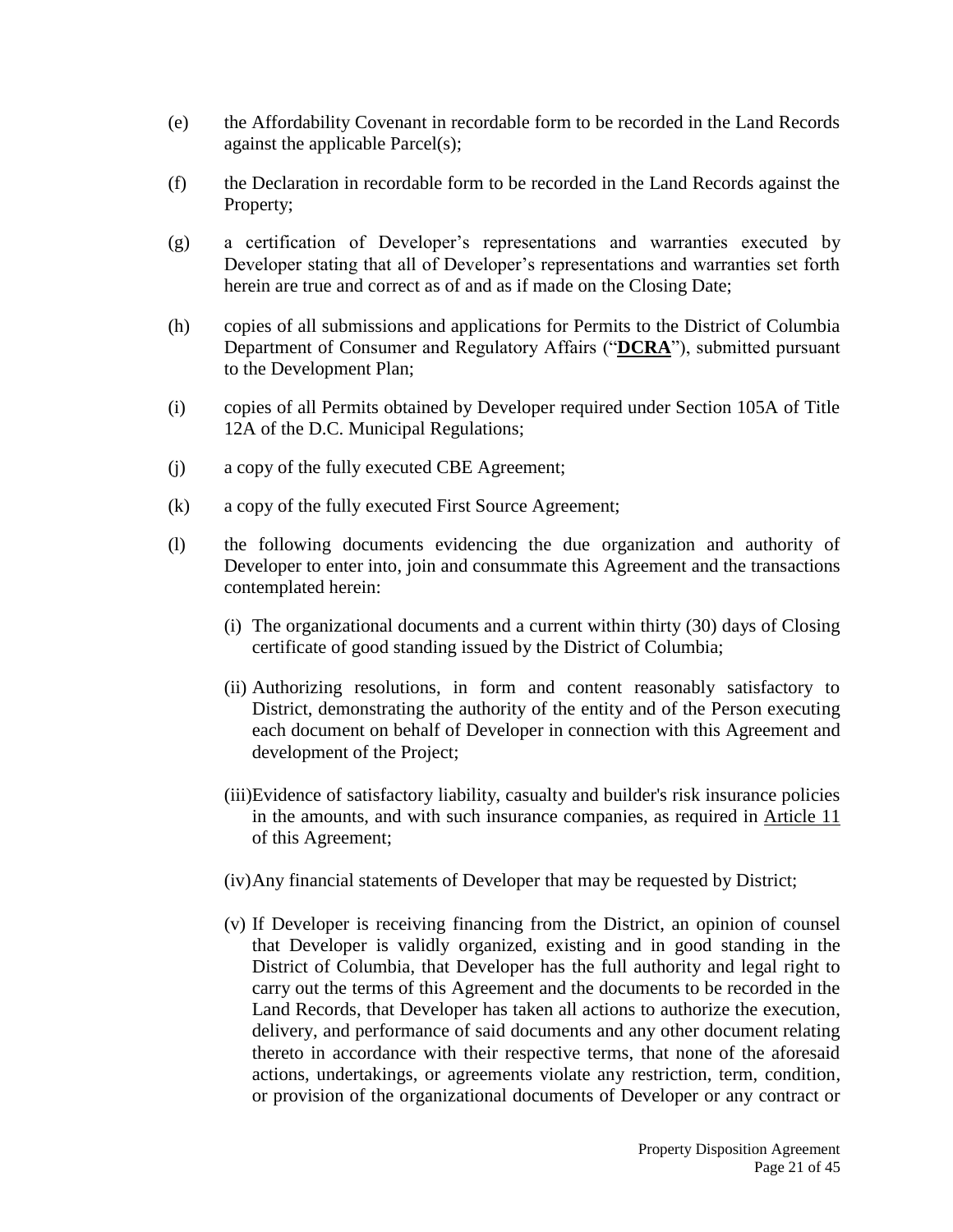(e) the Affordability Covenant in recordable form to be recorded in the Land Records against the applicable Parcel(s);

(f) the Declaration in recordable form to be recorded in the Land Records against the Property;

(g) a certification of Developer's representations and warranties executed by Developer stating that all of Developer's representations and warranties set forth herein are true and correct as of and as if made on the Closing Date;

(h) copies of all submissions and applications for Permits to the District of Columbia Department of Consumer and Regulatory Affairs ("**DCRA**"), submitted pursuant to the Development Plan;

(i) copies of all Permits obtained by Developer required under Section 105A of Title 12A of the D.C. Municipal Regulations;

(j) a copy of the fully executed CBE Agreement;

(k) a copy of the fully executed First Source Agreement;

(l) the following documents evidencing the due organization and authority of Developer to enter into, join and consummate this Agreement and the transactions contemplated herein:

   (i) The organizational documents and a current within thirty (30) days of Closing certificate of good standing issued by the District of Columbia;

   (ii) Authorizing resolutions, in form and content reasonably satisfactory to District, demonstrating the authority of the entity and of the Person executing each document on behalf of Developer in connection with this Agreement and development of the Project;

   (iii) Evidence of satisfactory liability, casualty and builder's risk insurance policies in the amounts, and with such insurance companies, as required in Article 11 of this Agreement;

   (iv) Any financial statements of Developer that may be requested by District;

   (v) If Developer is receiving financing from the District, an opinion of counsel that Developer is validly organized, existing and in good standing in the District of Columbia, that Developer has the full authority and legal right to carry out the terms of this Agreement and the documents to be recorded in the Land Records, that Developer has taken all actions to authorize the execution, delivery, and performance of said documents and any other document relating thereto in accordance with their respective terms, that none of the aforesaid actions, undertakings, or agreements violate any restriction, term, condition, or provision of the organizational documents of Developer or any contract or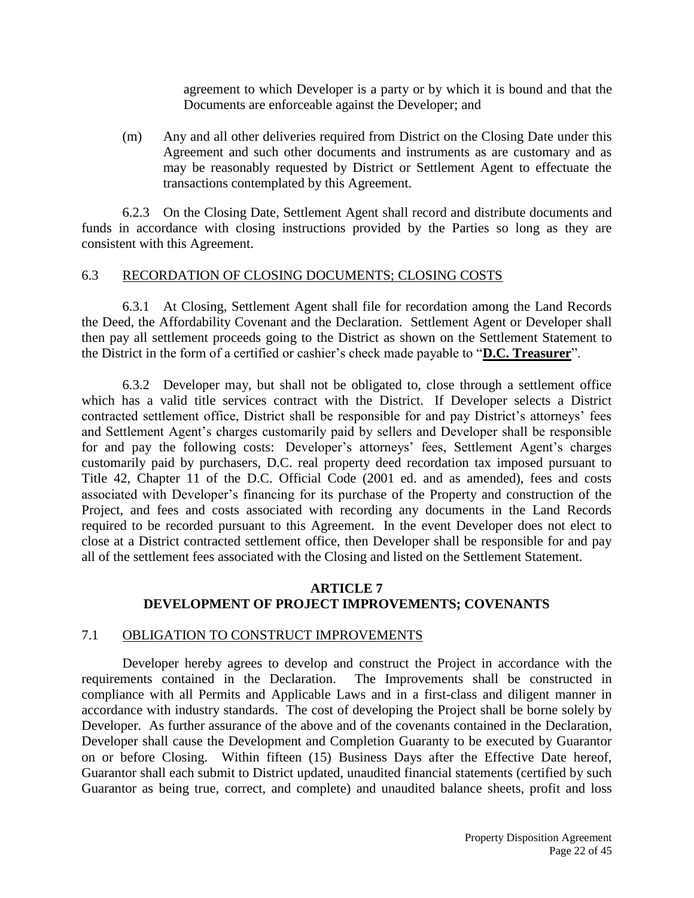agreement to which Developer is a party or by which it is bound and that the Documents are enforceable against the Developer; and

(m) Any and all other deliveries required from District on the Closing Date under this Agreement and such other documents and instruments as are customary and as may be reasonably requested by District or Settlement Agent to effectuate the transactions contemplated by this Agreement.

6.2.3 On the Closing Date, Settlement Agent shall record and distribute documents and funds in accordance with closing instructions provided by the Parties so long as they are consistent with this Agreement.

6.3 <u>RECORDATION OF CLOSING DOCUMENTS; CLOSING COSTS</u>

6.3.1 At Closing, Settlement Agent shall file for recordation among the Land Records the Deed, the Affordability Covenant and the Declaration. Settlement Agent or Developer shall then pay all settlement proceeds going to the District as shown on the Settlement Statement to the District in the form of a certified or cashier's check made payable to "**<u>D.C. Treasurer</u>**".

6.3.2 Developer may, but shall not be obligated to, close through a settlement office which has a valid title services contract with the District. If Developer selects a District contracted settlement office, District shall be responsible for and pay District's attorneys' fees and Settlement Agent's charges customarily paid by sellers and Developer shall be responsible for and pay the following costs: Developer's attorneys' fees, Settlement Agent's charges customarily paid by purchasers, D.C. real property deed recordation tax imposed pursuant to Title 42, Chapter 11 of the D.C. Official Code (2001 ed. and as amended), fees and costs associated with Developer's financing for its purchase of the Property and construction of the Project, and fees and costs associated with recording any documents in the Land Records required to be recorded pursuant to this Agreement. In the event Developer does not elect to close at a District contracted settlement office, then Developer shall be responsible for and pay all of the settlement fees associated with the Closing and listed on the Settlement Statement.

## ARTICLE 7
## DEVELOPMENT OF PROJECT IMPROVEMENTS; COVENANTS

7.1 <u>OBLIGATION TO CONSTRUCT IMPROVEMENTS</u>

Developer hereby agrees to develop and construct the Project in accordance with the requirements contained in the Declaration. The Improvements shall be constructed in compliance with all Permits and Applicable Laws and in a first-class and diligent manner in accordance with industry standards. The cost of developing the Project shall be borne solely by Developer. As further assurance of the above and of the covenants contained in the Declaration, Developer shall cause the Development and Completion Guaranty to be executed by Guarantor on or before Closing. Within fifteen (15) Business Days after the Effective Date hereof, Guarantor shall each submit to District updated, unaudited financial statements (certified by such Guarantor as being true, correct, and complete) and unaudited balance sheets, profit and loss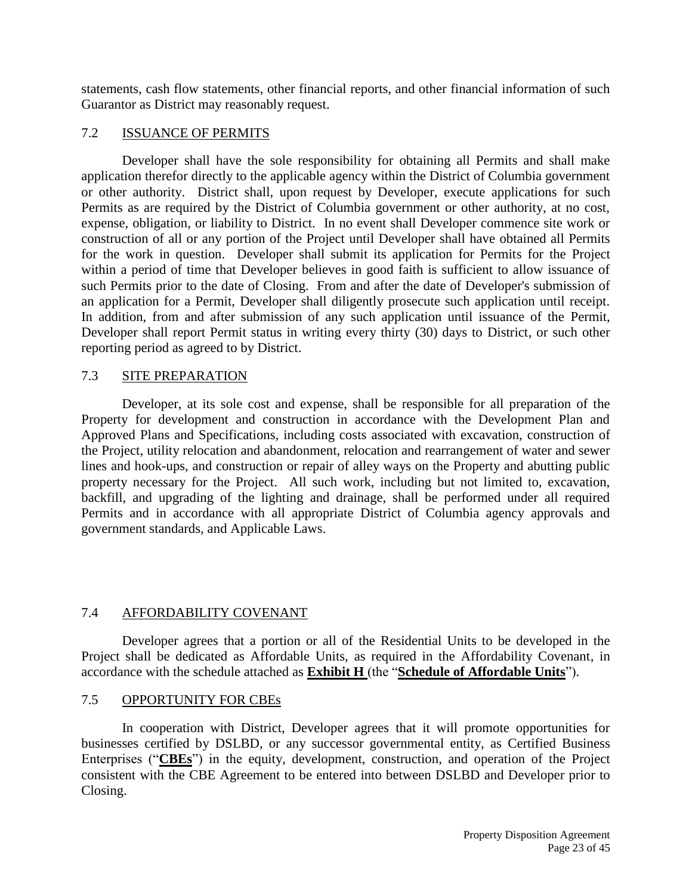statements, cash flow statements, other financial reports, and other financial information of such Guarantor as District may reasonably request.

## 7.2 ISSUANCE OF PERMITS

Developer shall have the sole responsibility for obtaining all Permits and shall make application therefor directly to the applicable agency within the District of Columbia government or other authority. District shall, upon request by Developer, execute applications for such Permits as are required by the District of Columbia government or other authority, at no cost, expense, obligation, or liability to District. In no event shall Developer commence site work or construction of all or any portion of the Project until Developer shall have obtained all Permits for the work in question. Developer shall submit its application for Permits for the Project within a period of time that Developer believes in good faith is sufficient to allow issuance of such Permits prior to the date of Closing. From and after the date of Developer's submission of an application for a Permit, Developer shall diligently prosecute such application until receipt. In addition, from and after submission of any such application until issuance of the Permit, Developer shall report Permit status in writing every thirty (30) days to District, or such other reporting period as agreed to by District.

## 7.3 SITE PREPARATION

Developer, at its sole cost and expense, shall be responsible for all preparation of the Property for development and construction in accordance with the Development Plan and Approved Plans and Specifications, including costs associated with excavation, construction of the Project, utility relocation and abandonment, relocation and rearrangement of water and sewer lines and hook-ups, and construction or repair of alley ways on the Property and abutting public property necessary for the Project. All such work, including but not limited to, excavation, backfill, and upgrading of the lighting and drainage, shall be performed under all required Permits and in accordance with all appropriate District of Columbia agency approvals and government standards, and Applicable Laws.

## 7.4 AFFORDABILITY COVENANT

Developer agrees that a portion or all of the Residential Units to be developed in the Project shall be dedicated as Affordable Units, as required in the Affordability Covenant, in accordance with the schedule attached as **Exhibit H** (the "**Schedule of Affordable Units**").

## 7.5 OPPORTUNITY FOR CBEs

In cooperation with District, Developer agrees that it will promote opportunities for businesses certified by DSLBD, or any successor governmental entity, as Certified Business Enterprises ("**CBEs**") in the equity, development, construction, and operation of the Project consistent with the CBE Agreement to be entered into between DSLBD and Developer prior to Closing.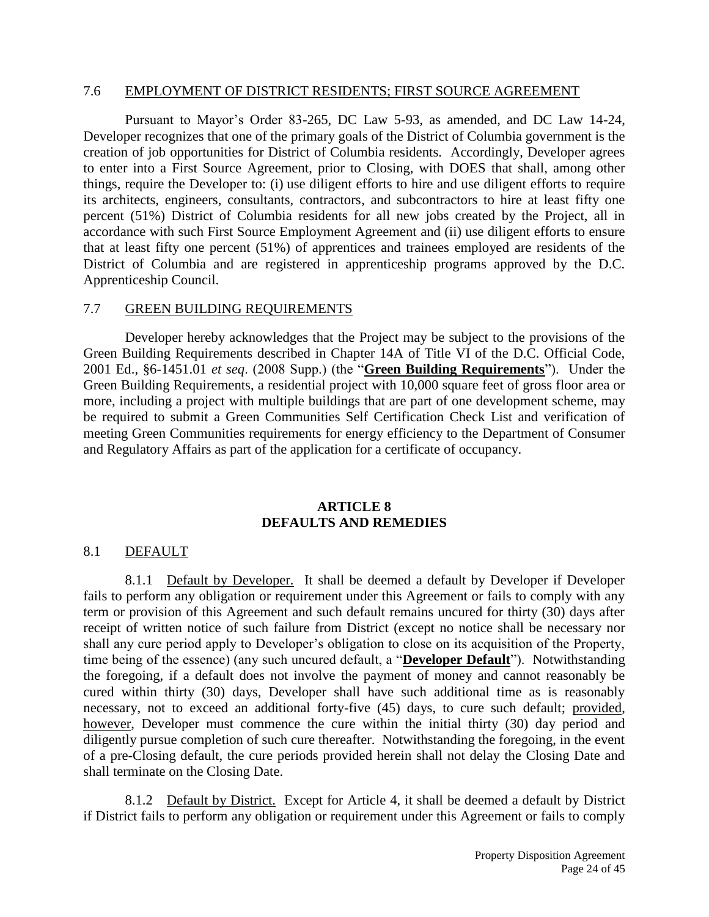## 7.6 EMPLOYMENT OF DISTRICT RESIDENTS; FIRST SOURCE AGREEMENT

Pursuant to Mayor's Order 83-265, DC Law 5-93, as amended, and DC Law 14-24, Developer recognizes that one of the primary goals of the District of Columbia government is the creation of job opportunities for District of Columbia residents. Accordingly, Developer agrees to enter into a First Source Agreement, prior to Closing, with DOES that shall, among other things, require the Developer to: (i) use diligent efforts to hire and use diligent efforts to require its architects, engineers, consultants, contractors, and subcontractors to hire at least fifty one percent (51%) District of Columbia residents for all new jobs created by the Project, all in accordance with such First Source Employment Agreement and (ii) use diligent efforts to ensure that at least fifty one percent (51%) of apprentices and trainees employed are residents of the District of Columbia and are registered in apprenticeship programs approved by the D.C. Apprenticeship Council.

## 7.7 GREEN BUILDING REQUIREMENTS

Developer hereby acknowledges that the Project may be subject to the provisions of the Green Building Requirements described in Chapter 14A of Title VI of the D.C. Official Code, 2001 Ed., §6-1451.01 *et seq*. (2008 Supp.) (the "**Green Building Requirements**"). Under the Green Building Requirements, a residential project with 10,000 square feet of gross floor area or more, including a project with multiple buildings that are part of one development scheme, may be required to submit a Green Communities Self Certification Check List and verification of meeting Green Communities requirements for energy efficiency to the Department of Consumer and Regulatory Affairs as part of the application for a certificate of occupancy.

# ARTICLE 8
# DEFAULTS AND REMEDIES

## 8.1 DEFAULT

8.1.1 Default by Developer. It shall be deemed a default by Developer if Developer fails to perform any obligation or requirement under this Agreement or fails to comply with any term or provision of this Agreement and such default remains uncured for thirty (30) days after receipt of written notice of such failure from District (except no notice shall be necessary nor shall any cure period apply to Developer's obligation to close on its acquisition of the Property, time being of the essence) (any such uncured default, a "**Developer Default**"). Notwithstanding the foregoing, if a default does not involve the payment of money and cannot reasonably be cured within thirty (30) days, Developer shall have such additional time as is reasonably necessary, not to exceed an additional forty-five (45) days, to cure such default; provided, however, Developer must commence the cure within the initial thirty (30) day period and diligently pursue completion of such cure thereafter. Notwithstanding the foregoing, in the event of a pre-Closing default, the cure periods provided herein shall not delay the Closing Date and shall terminate on the Closing Date.

8.1.2 Default by District. Except for Article 4, it shall be deemed a default by District if District fails to perform any obligation or requirement under this Agreement or fails to comply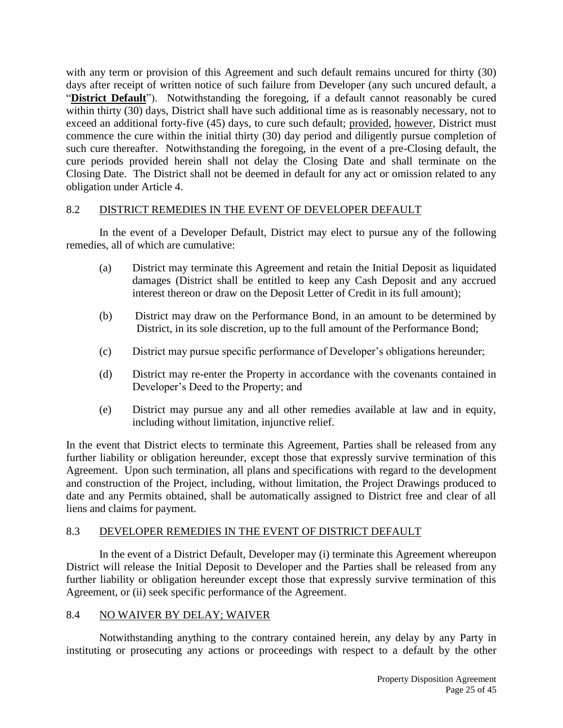with any term or provision of this Agreement and such default remains uncured for thirty (30) days after receipt of written notice of such failure from Developer (any such uncured default, a "**District Default**"). Notwithstanding the foregoing, if a default cannot reasonably be cured within thirty (30) days, District shall have such additional time as is reasonably necessary, not to exceed an additional forty-five (45) days, to cure such default; provided, however, District must commence the cure within the initial thirty (30) day period and diligently pursue completion of such cure thereafter. Notwithstanding the foregoing, in the event of a pre-Closing default, the cure periods provided herein shall not delay the Closing Date and shall terminate on the Closing Date. The District shall not be deemed in default for any act or omission related to any obligation under Article 4.

## 8.2 DISTRICT REMEDIES IN THE EVENT OF DEVELOPER DEFAULT

In the event of a Developer Default, District may elect to pursue any of the following remedies, all of which are cumulative:

(a) District may terminate this Agreement and retain the Initial Deposit as liquidated damages (District shall be entitled to keep any Cash Deposit and any accrued interest thereon or draw on the Deposit Letter of Credit in its full amount);

(b) District may draw on the Performance Bond, in an amount to be determined by District, in its sole discretion, up to the full amount of the Performance Bond;

(c) District may pursue specific performance of Developer's obligations hereunder;

(d) District may re-enter the Property in accordance with the covenants contained in Developer's Deed to the Property; and

(e) District may pursue any and all other remedies available at law and in equity, including without limitation, injunctive relief.

In the event that District elects to terminate this Agreement, Parties shall be released from any further liability or obligation hereunder, except those that expressly survive termination of this Agreement. Upon such termination, all plans and specifications with regard to the development and construction of the Project, including, without limitation, the Project Drawings produced to date and any Permits obtained, shall be automatically assigned to District free and clear of all liens and claims for payment.

## 8.3 DEVELOPER REMEDIES IN THE EVENT OF DISTRICT DEFAULT

In the event of a District Default, Developer may (i) terminate this Agreement whereupon District will release the Initial Deposit to Developer and the Parties shall be released from any further liability or obligation hereunder except those that expressly survive termination of this Agreement, or (ii) seek specific performance of the Agreement.

## 8.4 NO WAIVER BY DELAY; WAIVER

Notwithstanding anything to the contrary contained herein, any delay by any Party in instituting or prosecuting any actions or proceedings with respect to a default by the other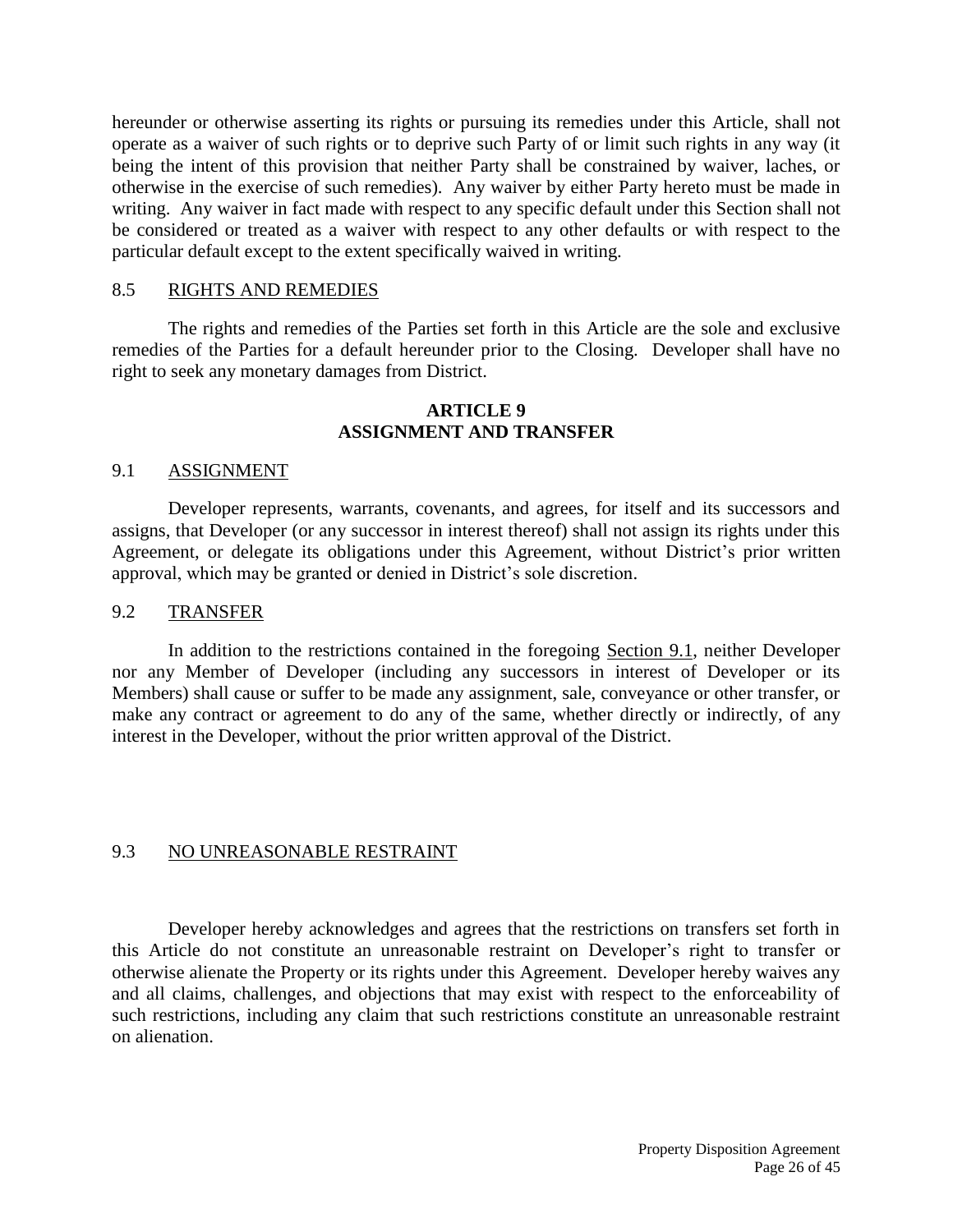hereunder or otherwise asserting its rights or pursuing its remedies under this Article, shall not operate as a waiver of such rights or to deprive such Party of or limit such rights in any way (it being the intent of this provision that neither Party shall be constrained by waiver, laches, or otherwise in the exercise of such remedies). Any waiver by either Party hereto must be made in writing. Any waiver in fact made with respect to any specific default under this Section shall not be considered or treated as a waiver with respect to any other defaults or with respect to the particular default except to the extent specifically waived in writing.

### 8.5 RIGHTS AND REMEDIES

The rights and remedies of the Parties set forth in this Article are the sole and exclusive remedies of the Parties for a default hereunder prior to the Closing. Developer shall have no right to seek any monetary damages from District.

## ARTICLE 9
## ASSIGNMENT AND TRANSFER

### 9.1 ASSIGNMENT

Developer represents, warrants, covenants, and agrees, for itself and its successors and assigns, that Developer (or any successor in interest thereof) shall not assign its rights under this Agreement, or delegate its obligations under this Agreement, without District's prior written approval, which may be granted or denied in District's sole discretion.

### 9.2 TRANSFER

In addition to the restrictions contained in the foregoing Section 9.1, neither Developer nor any Member of Developer (including any successors in interest of Developer or its Members) shall cause or suffer to be made any assignment, sale, conveyance or other transfer, or make any contract or agreement to do any of the same, whether directly or indirectly, of any interest in the Developer, without the prior written approval of the District.

### 9.3 NO UNREASONABLE RESTRAINT

Developer hereby acknowledges and agrees that the restrictions on transfers set forth in this Article do not constitute an unreasonable restraint on Developer's right to transfer or otherwise alienate the Property or its rights under this Agreement. Developer hereby waives any and all claims, challenges, and objections that may exist with respect to the enforceability of such restrictions, including any claim that such restrictions constitute an unreasonable restraint on alienation.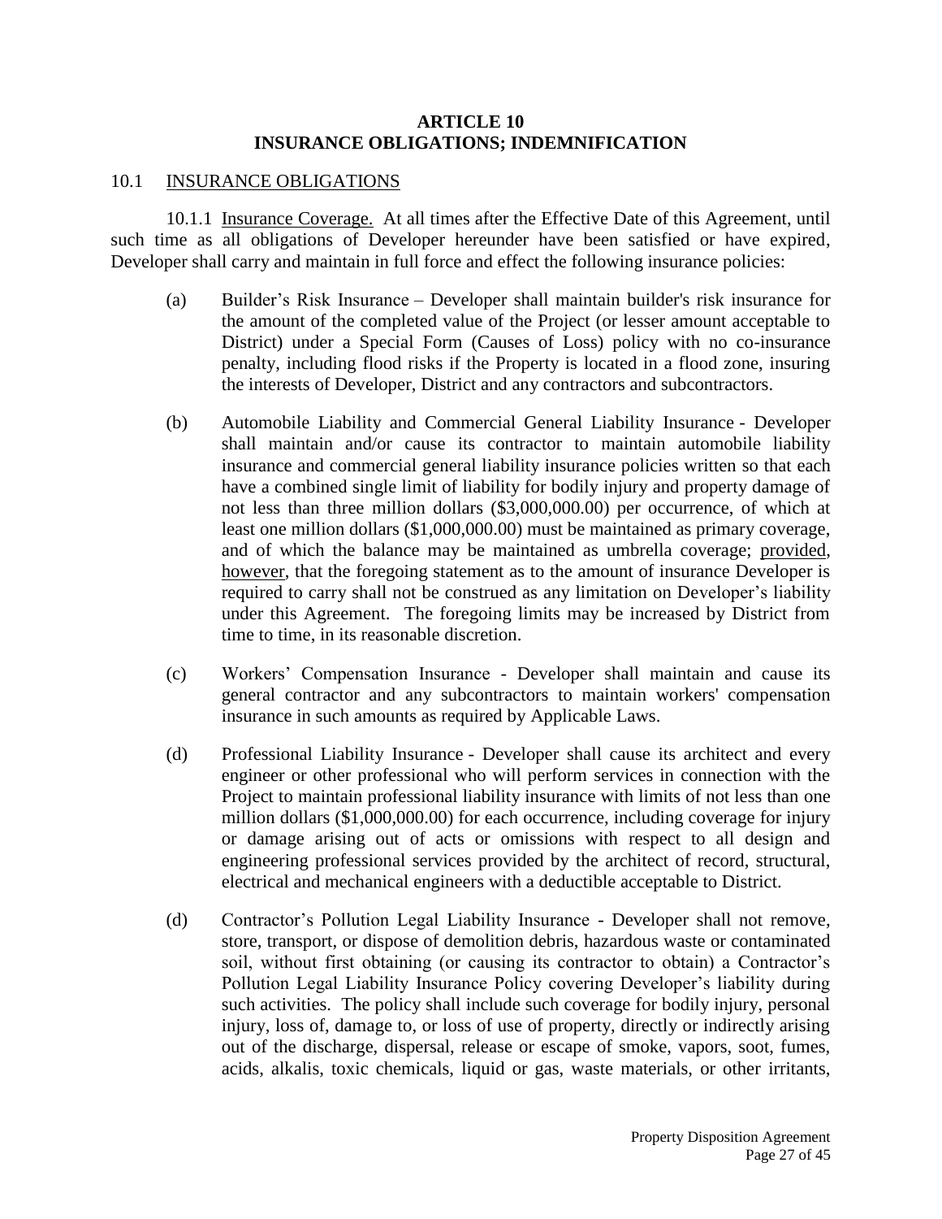# ARTICLE 10
# INSURANCE OBLIGATIONS; INDEMNIFICATION

## 10.1 INSURANCE OBLIGATIONS

10.1.1 Insurance Coverage. At all times after the Effective Date of this Agreement, until such time as all obligations of Developer hereunder have been satisfied or have expired, Developer shall carry and maintain in full force and effect the following insurance policies:

(a) Builder's Risk Insurance – Developer shall maintain builder's risk insurance for the amount of the completed value of the Project (or lesser amount acceptable to District) under a Special Form (Causes of Loss) policy with no co-insurance penalty, including flood risks if the Property is located in a flood zone, insuring the interests of Developer, District and any contractors and subcontractors.

(b) Automobile Liability and Commercial General Liability Insurance - Developer shall maintain and/or cause its contractor to maintain automobile liability insurance and commercial general liability insurance policies written so that each have a combined single limit of liability for bodily injury and property damage of not less than three million dollars ($3,000,000.00) per occurrence, of which at least one million dollars ($1,000,000.00) must be maintained as primary coverage, and of which the balance may be maintained as umbrella coverage; provided, however, that the foregoing statement as to the amount of insurance Developer is required to carry shall not be construed as any limitation on Developer's liability under this Agreement. The foregoing limits may be increased by District from time to time, in its reasonable discretion.

(c) Workers' Compensation Insurance - Developer shall maintain and cause its general contractor and any subcontractors to maintain workers' compensation insurance in such amounts as required by Applicable Laws.

(d) Professional Liability Insurance - Developer shall cause its architect and every engineer or other professional who will perform services in connection with the Project to maintain professional liability insurance with limits of not less than one million dollars ($1,000,000.00) for each occurrence, including coverage for injury or damage arising out of acts or omissions with respect to all design and engineering professional services provided by the architect of record, structural, electrical and mechanical engineers with a deductible acceptable to District.

(d) Contractor's Pollution Legal Liability Insurance - Developer shall not remove, store, transport, or dispose of demolition debris, hazardous waste or contaminated soil, without first obtaining (or causing its contractor to obtain) a Contractor's Pollution Legal Liability Insurance Policy covering Developer's liability during such activities. The policy shall include such coverage for bodily injury, personal injury, loss of, damage to, or loss of use of property, directly or indirectly arising out of the discharge, dispersal, release or escape of smoke, vapors, soot, fumes, acids, alkalis, toxic chemicals, liquid or gas, waste materials, or other irritants,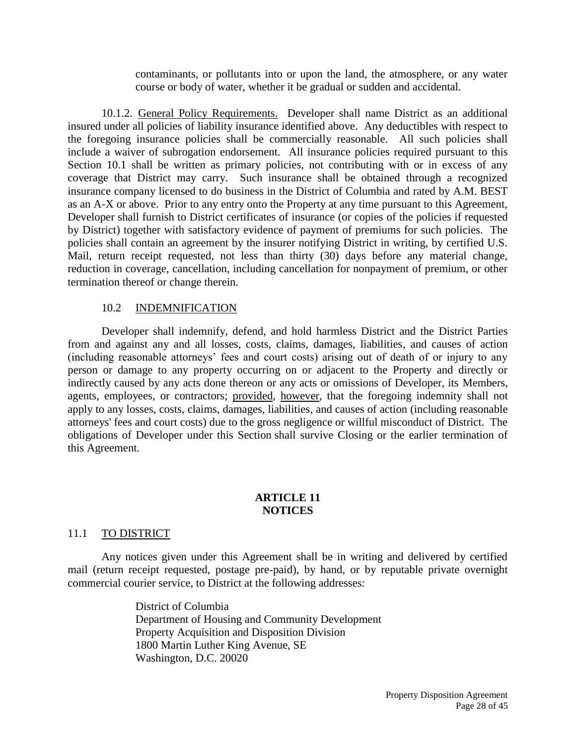contaminants, or pollutants into or upon the land, the atmosphere, or any water course or body of water, whether it be gradual or sudden and accidental.

10.1.2. General Policy Requirements. Developer shall name District as an additional insured under all policies of liability insurance identified above. Any deductibles with respect to the foregoing insurance policies shall be commercially reasonable. All such policies shall include a waiver of subrogation endorsement. All insurance policies required pursuant to this Section 10.1 shall be written as primary policies, not contributing with or in excess of any coverage that District may carry. Such insurance shall be obtained through a recognized insurance company licensed to do business in the District of Columbia and rated by A.M. BEST as an A-X or above. Prior to any entry onto the Property at any time pursuant to this Agreement, Developer shall furnish to District certificates of insurance (or copies of the policies if requested by District) together with satisfactory evidence of payment of premiums for such policies. The policies shall contain an agreement by the insurer notifying District in writing, by certified U.S. Mail, return receipt requested, not less than thirty (30) days before any material change, reduction in coverage, cancellation, including cancellation for nonpayment of premium, or other termination thereof or change therein.

### 10.2 INDEMNIFICATION

Developer shall indemnify, defend, and hold harmless District and the District Parties from and against any and all losses, costs, claims, damages, liabilities, and causes of action (including reasonable attorneys' fees and court costs) arising out of death of or injury to any person or damage to any property occurring on or adjacent to the Property and directly or indirectly caused by any acts done thereon or any acts or omissions of Developer, its Members, agents, employees, or contractors; provided, however, that the foregoing indemnity shall not apply to any losses, costs, claims, damages, liabilities, and causes of action (including reasonable attorneys' fees and court costs) due to the gross negligence or willful misconduct of District. The obligations of Developer under this Section shall survive Closing or the earlier termination of this Agreement.

## ARTICLE 11
## NOTICES

### 11.1 TO DISTRICT

Any notices given under this Agreement shall be in writing and delivered by certified mail (return receipt requested, postage pre-paid), by hand, or by reputable private overnight commercial courier service, to District at the following addresses:

District of Columbia
Department of Housing and Community Development
Property Acquisition and Disposition Division
1800 Martin Luther King Avenue, SE
Washington, D.C. 20020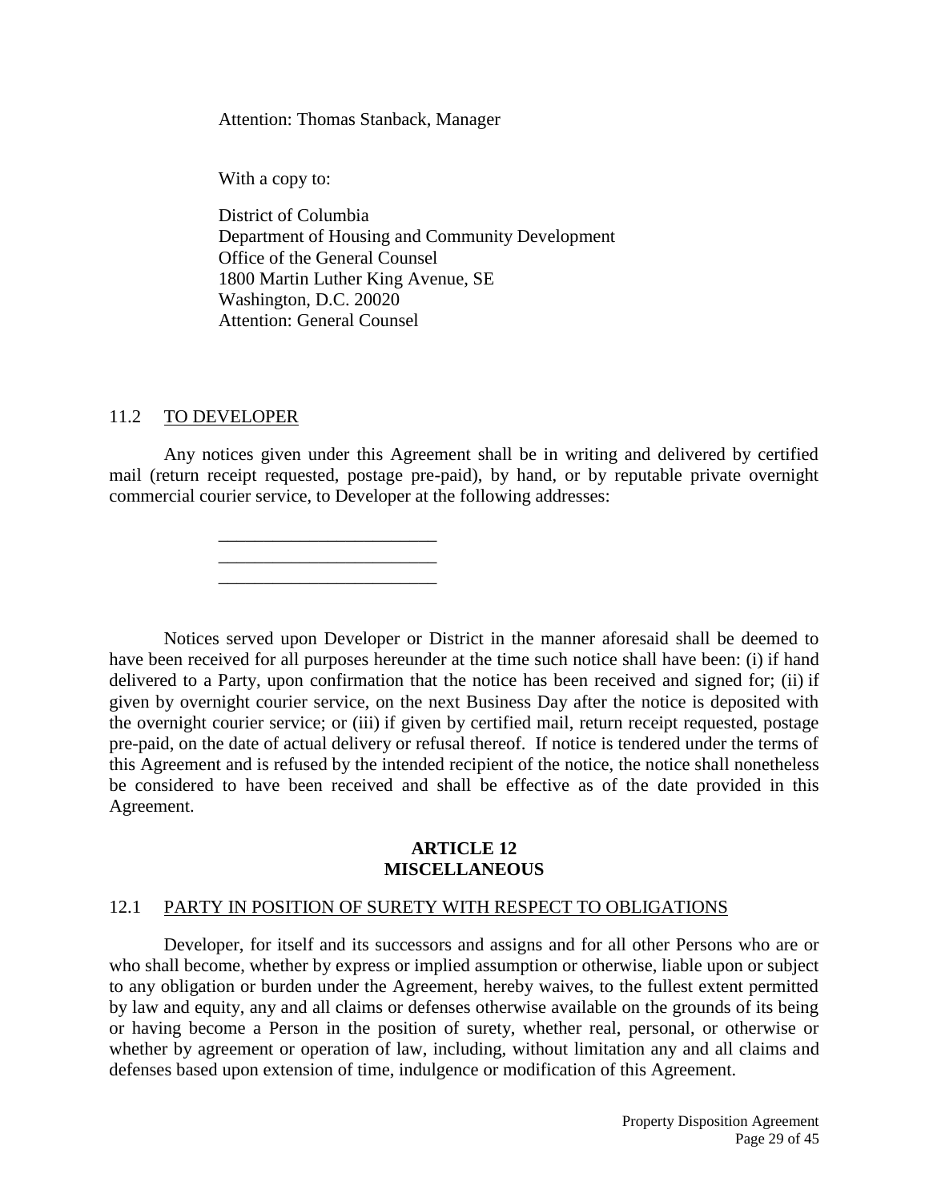Attention: Thomas Stanback, Manager

With a copy to:

District of Columbia
Department of Housing and Community Development
Office of the General Counsel
1800 Martin Luther King Avenue, SE
Washington, D.C. 20020
Attention: General Counsel

11.2 TO DEVELOPER

Any notices given under this Agreement shall be in writing and delivered by certified mail (return receipt requested, postage pre-paid), by hand, or by reputable private overnight commercial courier service, to Developer at the following addresses:

________________________
________________________
________________________

Notices served upon Developer or District in the manner aforesaid shall be deemed to have been received for all purposes hereunder at the time such notice shall have been: (i) if hand delivered to a Party, upon confirmation that the notice has been received and signed for; (ii) if given by overnight courier service, on the next Business Day after the notice is deposited with the overnight courier service; or (iii) if given by certified mail, return receipt requested, postage pre-paid, on the date of actual delivery or refusal thereof. If notice is tendered under the terms of this Agreement and is refused by the intended recipient of the notice, the notice shall nonetheless be considered to have been received and shall be effective as of the date provided in this Agreement.

## ARTICLE 12
## MISCELLANEOUS

12.1 PARTY IN POSITION OF SURETY WITH RESPECT TO OBLIGATIONS

Developer, for itself and its successors and assigns and for all other Persons who are or who shall become, whether by express or implied assumption or otherwise, liable upon or subject to any obligation or burden under the Agreement, hereby waives, to the fullest extent permitted by law and equity, any and all claims or defenses otherwise available on the grounds of its being or having become a Person in the position of surety, whether real, personal, or otherwise or whether by agreement or operation of law, including, without limitation any and all claims and defenses based upon extension of time, indulgence or modification of this Agreement.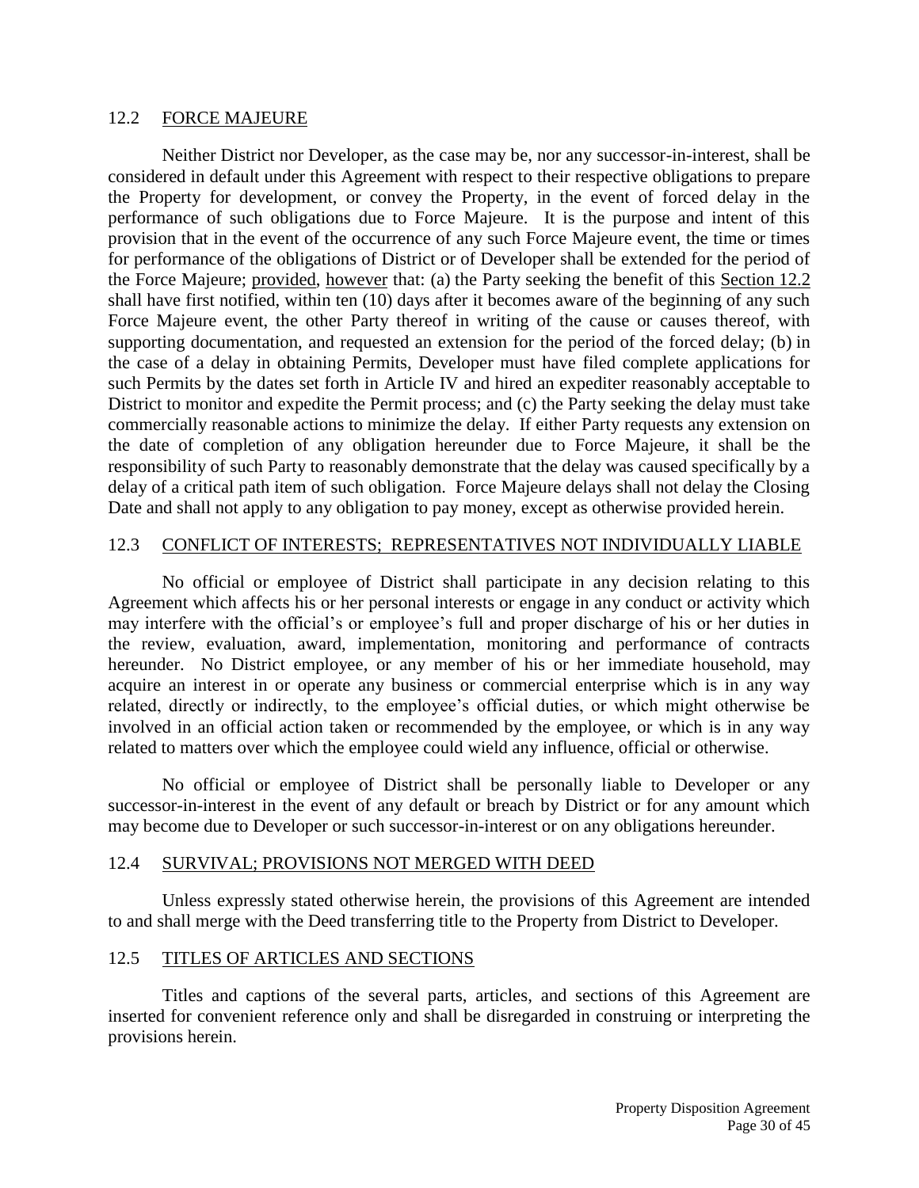## 12.2 FORCE MAJEURE

Neither District nor Developer, as the case may be, nor any successor-in-interest, shall be considered in default under this Agreement with respect to their respective obligations to prepare the Property for development, or convey the Property, in the event of forced delay in the performance of such obligations due to Force Majeure. It is the purpose and intent of this provision that in the event of the occurrence of any such Force Majeure event, the time or times for performance of the obligations of District or of Developer shall be extended for the period of the Force Majeure; provided, however that: (a) the Party seeking the benefit of this Section 12.2 shall have first notified, within ten (10) days after it becomes aware of the beginning of any such Force Majeure event, the other Party thereof in writing of the cause or causes thereof, with supporting documentation, and requested an extension for the period of the forced delay; (b) in the case of a delay in obtaining Permits, Developer must have filed complete applications for such Permits by the dates set forth in Article IV and hired an expediter reasonably acceptable to District to monitor and expedite the Permit process; and (c) the Party seeking the delay must take commercially reasonable actions to minimize the delay. If either Party requests any extension on the date of completion of any obligation hereunder due to Force Majeure, it shall be the responsibility of such Party to reasonably demonstrate that the delay was caused specifically by a delay of a critical path item of such obligation. Force Majeure delays shall not delay the Closing Date and shall not apply to any obligation to pay money, except as otherwise provided herein.

## 12.3 CONFLICT OF INTERESTS; REPRESENTATIVES NOT INDIVIDUALLY LIABLE

No official or employee of District shall participate in any decision relating to this Agreement which affects his or her personal interests or engage in any conduct or activity which may interfere with the official's or employee's full and proper discharge of his or her duties in the review, evaluation, award, implementation, monitoring and performance of contracts hereunder. No District employee, or any member of his or her immediate household, may acquire an interest in or operate any business or commercial enterprise which is in any way related, directly or indirectly, to the employee's official duties, or which might otherwise be involved in an official action taken or recommended by the employee, or which is in any way related to matters over which the employee could wield any influence, official or otherwise.

No official or employee of District shall be personally liable to Developer or any successor-in-interest in the event of any default or breach by District or for any amount which may become due to Developer or such successor-in-interest or on any obligations hereunder.

## 12.4 SURVIVAL; PROVISIONS NOT MERGED WITH DEED

Unless expressly stated otherwise herein, the provisions of this Agreement are intended to and shall merge with the Deed transferring title to the Property from District to Developer.

## 12.5 TITLES OF ARTICLES AND SECTIONS

Titles and captions of the several parts, articles, and sections of this Agreement are inserted for convenient reference only and shall be disregarded in construing or interpreting the provisions herein.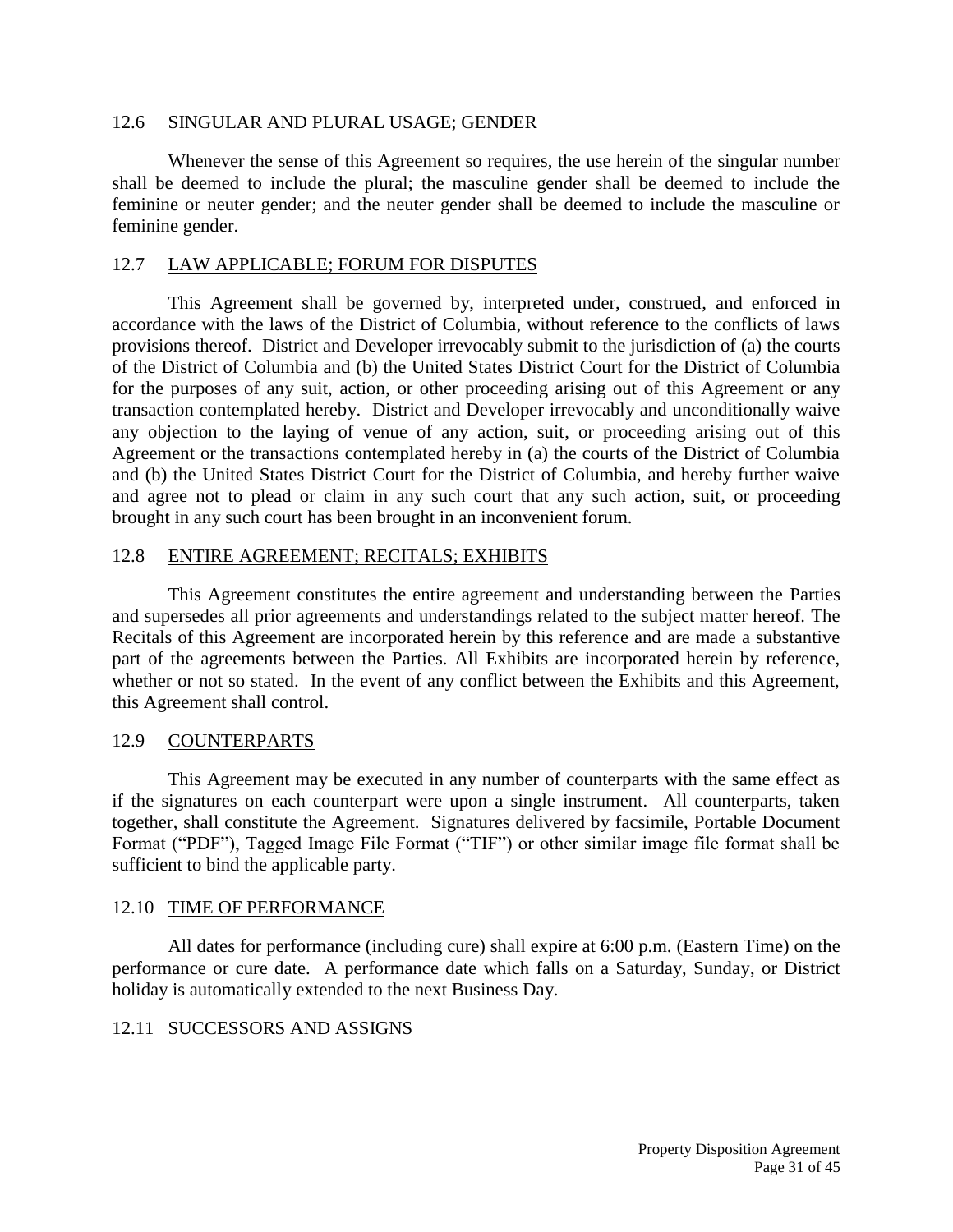## 12.6 SINGULAR AND PLURAL USAGE; GENDER

Whenever the sense of this Agreement so requires, the use herein of the singular number shall be deemed to include the plural; the masculine gender shall be deemed to include the feminine or neuter gender; and the neuter gender shall be deemed to include the masculine or feminine gender.

## 12.7 LAW APPLICABLE; FORUM FOR DISPUTES

This Agreement shall be governed by, interpreted under, construed, and enforced in accordance with the laws of the District of Columbia, without reference to the conflicts of laws provisions thereof. District and Developer irrevocably submit to the jurisdiction of (a) the courts of the District of Columbia and (b) the United States District Court for the District of Columbia for the purposes of any suit, action, or other proceeding arising out of this Agreement or any transaction contemplated hereby. District and Developer irrevocably and unconditionally waive any objection to the laying of venue of any action, suit, or proceeding arising out of this Agreement or the transactions contemplated hereby in (a) the courts of the District of Columbia and (b) the United States District Court for the District of Columbia, and hereby further waive and agree not to plead or claim in any such court that any such action, suit, or proceeding brought in any such court has been brought in an inconvenient forum.

## 12.8 ENTIRE AGREEMENT; RECITALS; EXHIBITS

This Agreement constitutes the entire agreement and understanding between the Parties and supersedes all prior agreements and understandings related to the subject matter hereof. The Recitals of this Agreement are incorporated herein by this reference and are made a substantive part of the agreements between the Parties. All Exhibits are incorporated herein by reference, whether or not so stated. In the event of any conflict between the Exhibits and this Agreement, this Agreement shall control.

## 12.9 COUNTERPARTS

This Agreement may be executed in any number of counterparts with the same effect as if the signatures on each counterpart were upon a single instrument. All counterparts, taken together, shall constitute the Agreement. Signatures delivered by facsimile, Portable Document Format ("PDF"), Tagged Image File Format ("TIF") or other similar image file format shall be sufficient to bind the applicable party.

## 12.10 TIME OF PERFORMANCE

All dates for performance (including cure) shall expire at 6:00 p.m. (Eastern Time) on the performance or cure date. A performance date which falls on a Saturday, Sunday, or District holiday is automatically extended to the next Business Day.

## 12.11 SUCCESSORS AND ASSIGNS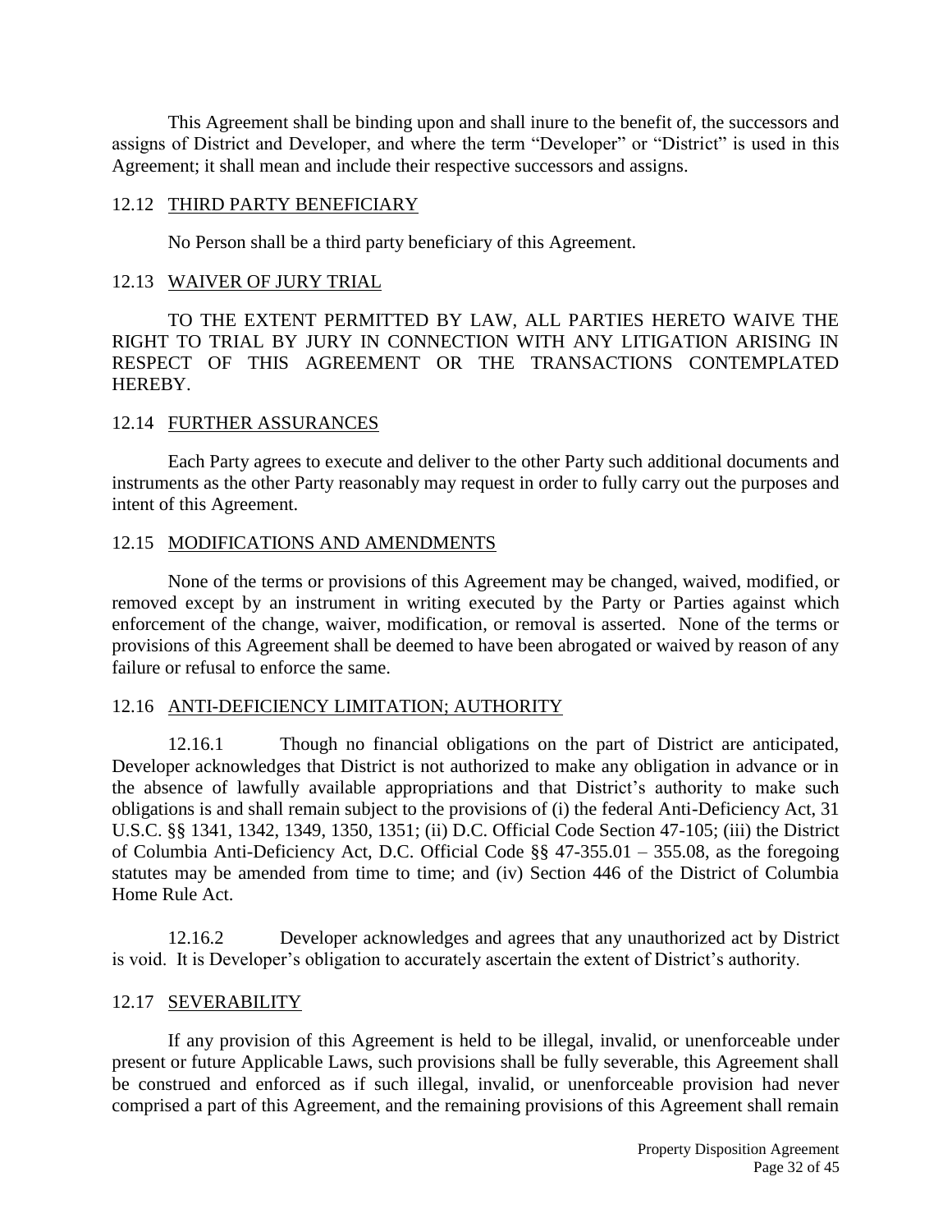This Agreement shall be binding upon and shall inure to the benefit of, the successors and assigns of District and Developer, and where the term "Developer" or "District" is used in this Agreement; it shall mean and include their respective successors and assigns.

### 12.12 THIRD PARTY BENEFICIARY

No Person shall be a third party beneficiary of this Agreement.

### 12.13 WAIVER OF JURY TRIAL

TO THE EXTENT PERMITTED BY LAW, ALL PARTIES HERETO WAIVE THE RIGHT TO TRIAL BY JURY IN CONNECTION WITH ANY LITIGATION ARISING IN RESPECT OF THIS AGREEMENT OR THE TRANSACTIONS CONTEMPLATED HEREBY.

### 12.14 FURTHER ASSURANCES

Each Party agrees to execute and deliver to the other Party such additional documents and instruments as the other Party reasonably may request in order to fully carry out the purposes and intent of this Agreement.

### 12.15 MODIFICATIONS AND AMENDMENTS

None of the terms or provisions of this Agreement may be changed, waived, modified, or removed except by an instrument in writing executed by the Party or Parties against which enforcement of the change, waiver, modification, or removal is asserted. None of the terms or provisions of this Agreement shall be deemed to have been abrogated or waived by reason of any failure or refusal to enforce the same.

### 12.16 ANTI-DEFICIENCY LIMITATION; AUTHORITY

12.16.1 Though no financial obligations on the part of District are anticipated, Developer acknowledges that District is not authorized to make any obligation in advance or in the absence of lawfully available appropriations and that District's authority to make such obligations is and shall remain subject to the provisions of (i) the federal Anti-Deficiency Act, 31 U.S.C. §§ 1341, 1342, 1349, 1350, 1351; (ii) D.C. Official Code Section 47-105; (iii) the District of Columbia Anti-Deficiency Act, D.C. Official Code §§ 47-355.01 – 355.08, as the foregoing statutes may be amended from time to time; and (iv) Section 446 of the District of Columbia Home Rule Act.

12.16.2 Developer acknowledges and agrees that any unauthorized act by District is void. It is Developer's obligation to accurately ascertain the extent of District's authority.

### 12.17 SEVERABILITY

If any provision of this Agreement is held to be illegal, invalid, or unenforceable under present or future Applicable Laws, such provisions shall be fully severable, this Agreement shall be construed and enforced as if such illegal, invalid, or unenforceable provision had never comprised a part of this Agreement, and the remaining provisions of this Agreement shall remain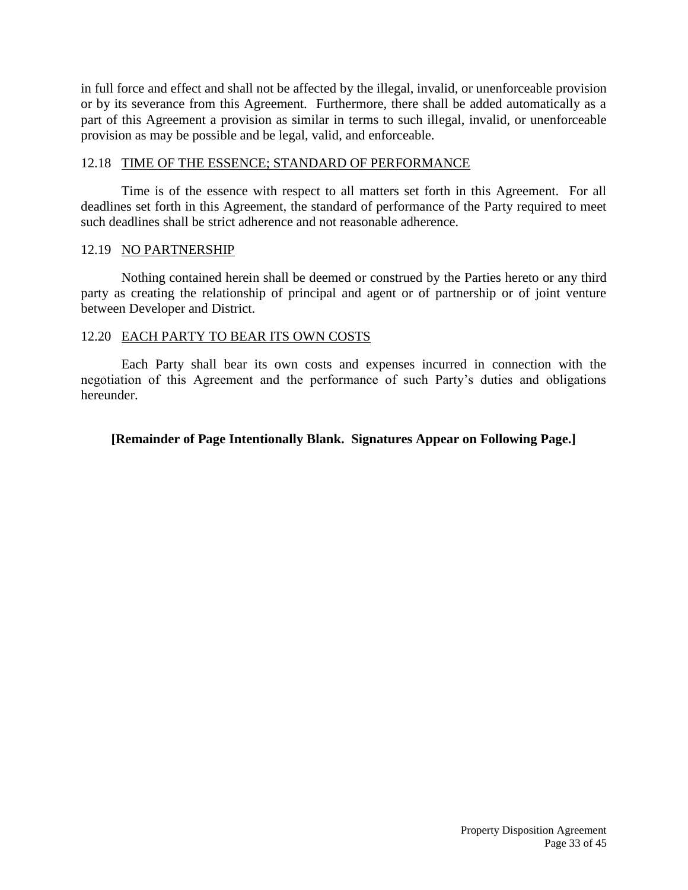in full force and effect and shall not be affected by the illegal, invalid, or unenforceable provision or by its severance from this Agreement. Furthermore, there shall be added automatically as a part of this Agreement a provision as similar in terms to such illegal, invalid, or unenforceable provision as may be possible and be legal, valid, and enforceable.

### 12.18 TIME OF THE ESSENCE; STANDARD OF PERFORMANCE

Time is of the essence with respect to all matters set forth in this Agreement. For all deadlines set forth in this Agreement, the standard of performance of the Party required to meet such deadlines shall be strict adherence and not reasonable adherence.

### 12.19 NO PARTNERSHIP

Nothing contained herein shall be deemed or construed by the Parties hereto or any third party as creating the relationship of principal and agent or of partnership or of joint venture between Developer and District.

### 12.20 EACH PARTY TO BEAR ITS OWN COSTS

Each Party shall bear its own costs and expenses incurred in connection with the negotiation of this Agreement and the performance of such Party's duties and obligations hereunder.

**[Remainder of Page Intentionally Blank. Signatures Appear on Following Page.]**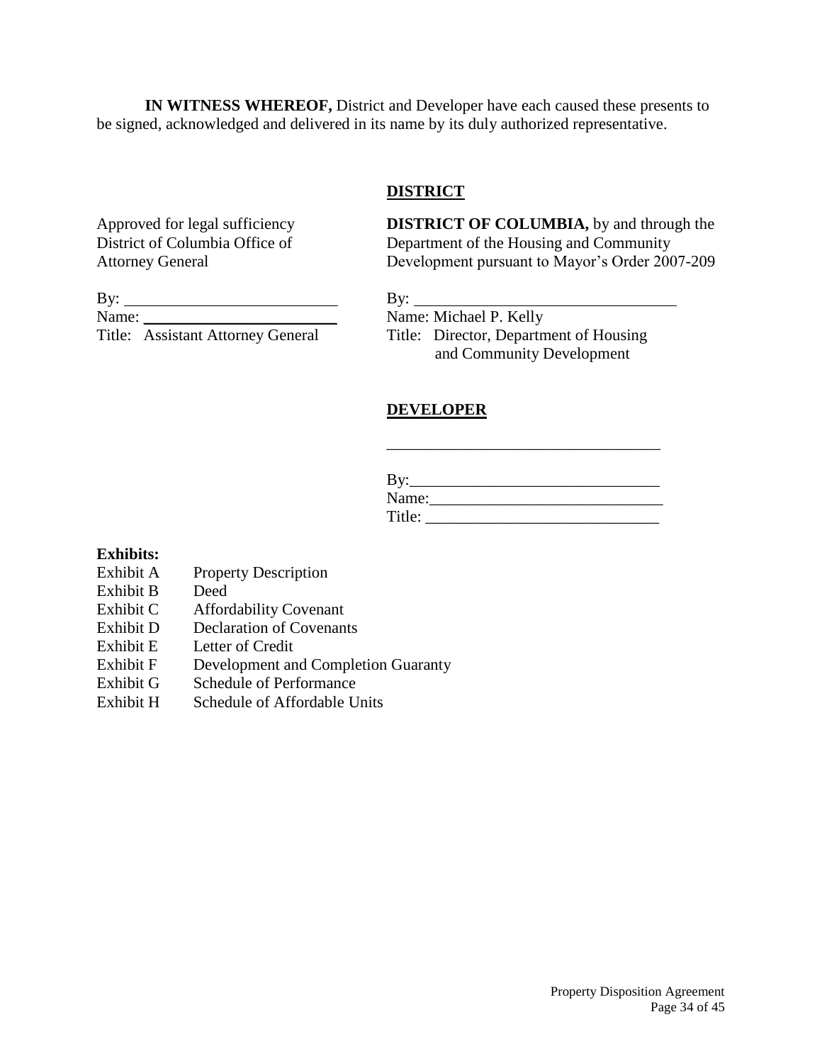**IN WITNESS WHEREOF,** District and Developer have each caused these presents to be signed, acknowledged and delivered in its name by its duly authorized representative.

**DISTRICT**

Approved for legal sufficiency
District of Columbia Office of
Attorney General

By: ___________________________
Name: _________________________
Title: Assistant Attorney General

**DISTRICT OF COLUMBIA,** by and through the Department of the Housing and Community Development pursuant to Mayor's Order 2007-209

By: __________________________________
Name: Michael P. Kelly
Title: Director, Department of Housing and Community Development

**DEVELOPER**

__________________________________

By: _______________________________
Name: _____________________________
Title: _____________________________

**Exhibits:**

| | |
|---|---|
| Exhibit A | Property Description |
| Exhibit B | Deed |
| Exhibit C | Affordability Covenant |
| Exhibit D | Declaration of Covenants |
| Exhibit E | Letter of Credit |
| Exhibit F | Development and Completion Guaranty |
| Exhibit G | Schedule of Performance |
| Exhibit H | Schedule of Affordable Units |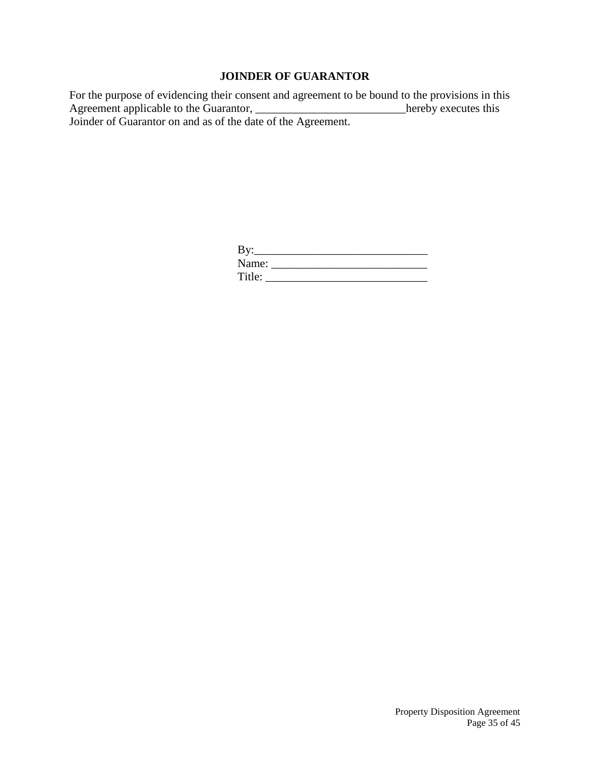**JOINDER OF GUARANTOR**

For the purpose of evidencing their consent and agreement to be bound to the provisions in this Agreement applicable to the Guarantor, _________________________hereby executes this Joinder of Guarantor on and as of the date of the Agreement.

By:_____________________________
Name: __________________________
Title: ___________________________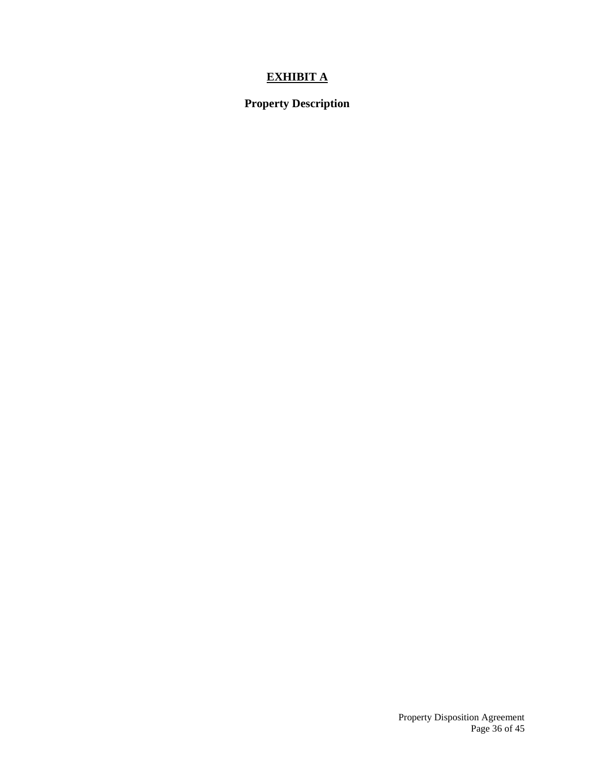# **EXHIBIT A**

## Property Description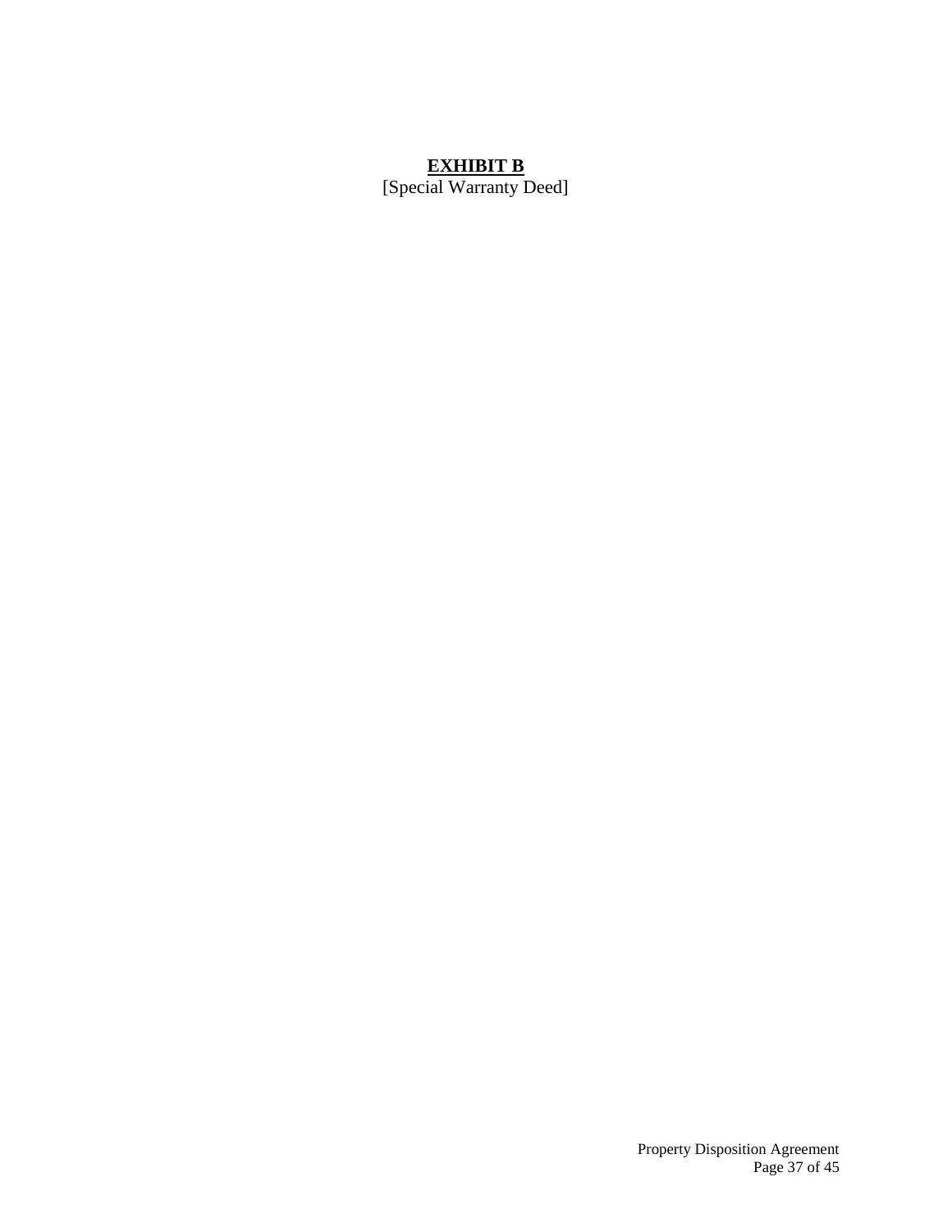# EXHIBIT B

[Special Warranty Deed]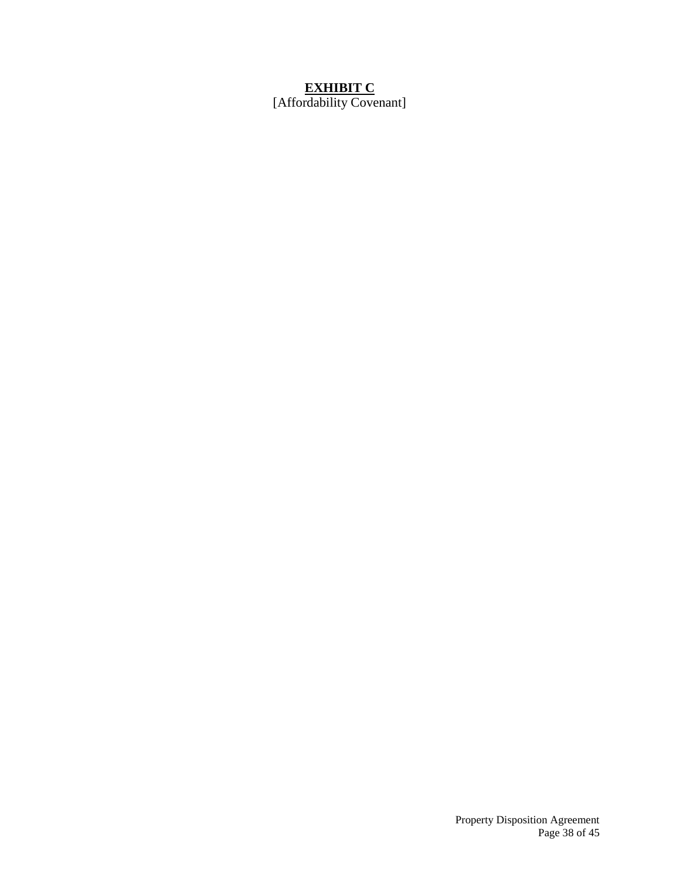# **EXHIBIT C**

[Affordability Covenant]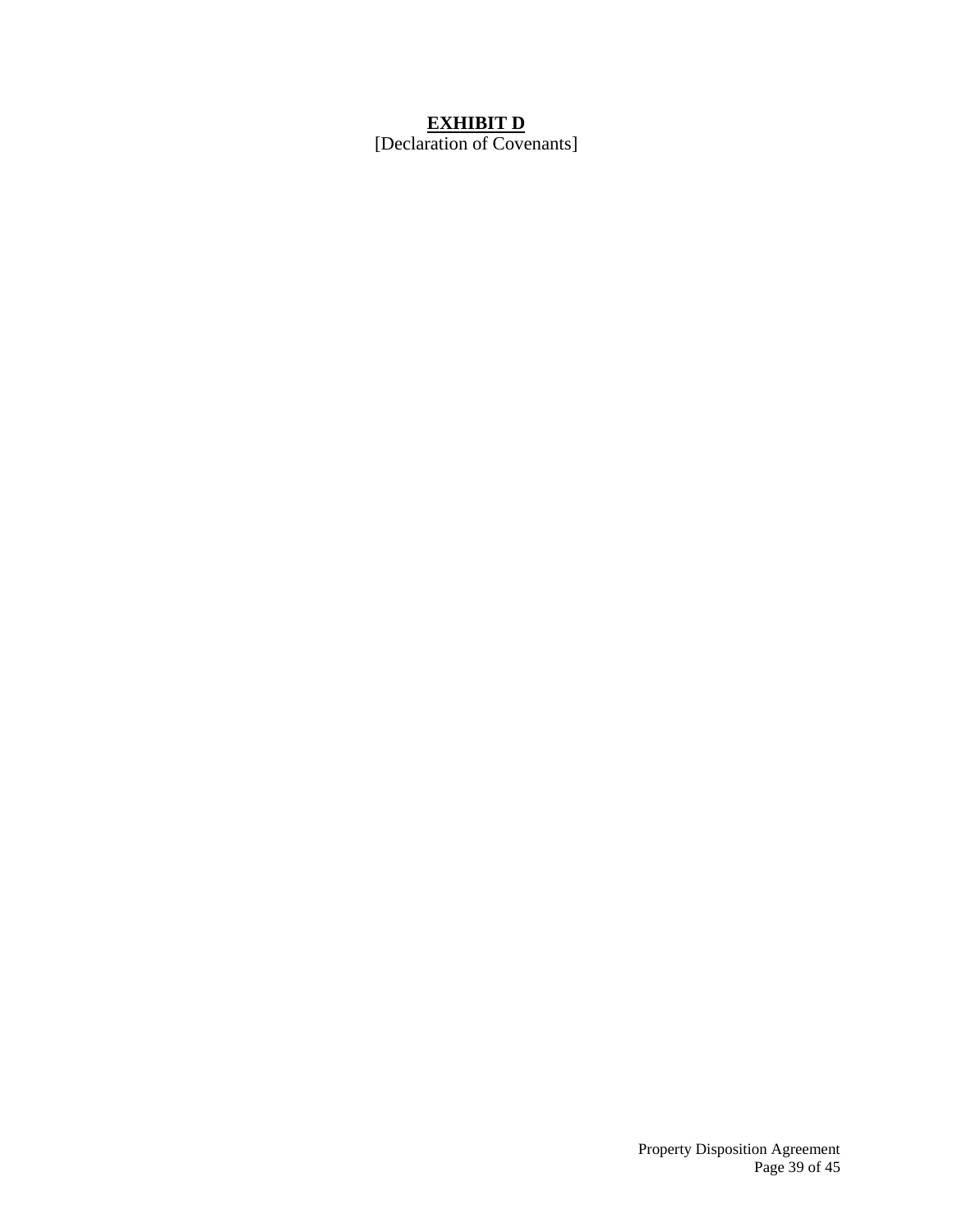# **EXHIBIT D**

[Declaration of Covenants]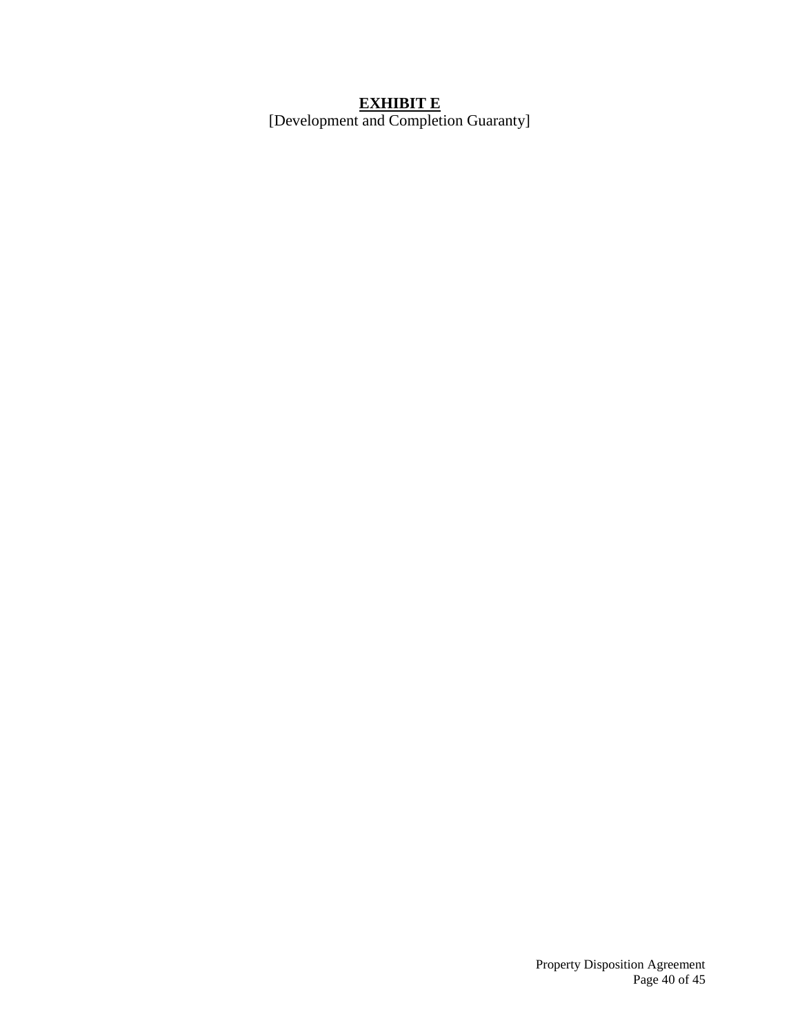# **EXHIBIT E**

[Development and Completion Guaranty]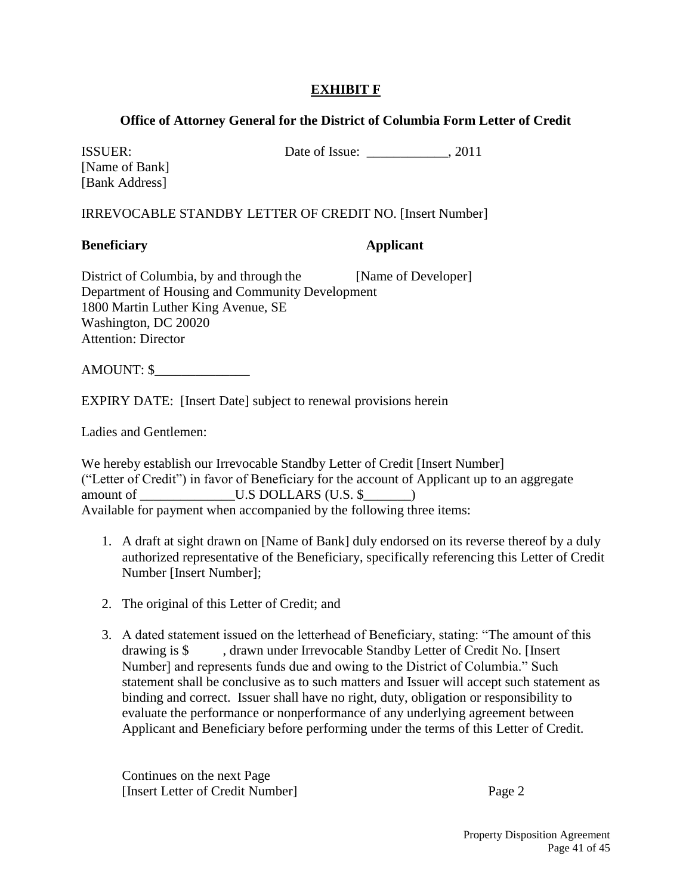**EXHIBIT F**

**Office of Attorney General for the District of Columbia Form Letter of Credit**

ISSUER: Date of Issue: ____________, 2011
[Name of Bank]
[Bank Address]

IRREVOCABLE STANDBY LETTER OF CREDIT NO. [Insert Number]

| **Beneficiary** | **Applicant** |
|---|---|
| District of Columbia, by and through the Department of Housing and Community Development<br>1800 Martin Luther King Avenue, SE<br>Washington, DC 20020<br>Attention: Director | [Name of Developer] |

AMOUNT: $______________

EXPIRY DATE: [Insert Date] subject to renewal provisions herein

Ladies and Gentlemen:

We hereby establish our Irrevocable Standby Letter of Credit [Insert Number] ("Letter of Credit") in favor of Beneficiary for the account of Applicant up to an aggregate amount of ______________U.S DOLLARS (U.S. $_______)
Available for payment when accompanied by the following three items:

1. A draft at sight drawn on [Name of Bank] duly endorsed on its reverse thereof by a duly authorized representative of the Beneficiary, specifically referencing this Letter of Credit Number [Insert Number];

2. The original of this Letter of Credit; and

3. A dated statement issued on the letterhead of Beneficiary, stating: "The amount of this drawing is $ , drawn under Irrevocable Standby Letter of Credit No. [Insert Number] and represents funds due and owing to the District of Columbia." Such statement shall be conclusive as to such matters and Issuer will accept such statement as binding and correct. Issuer shall have no right, duty, obligation or responsibility to evaluate the performance or nonperformance of any underlying agreement between Applicant and Beneficiary before performing under the terms of this Letter of Credit.

Continues on the next Page
[Insert Letter of Credit Number] Page 2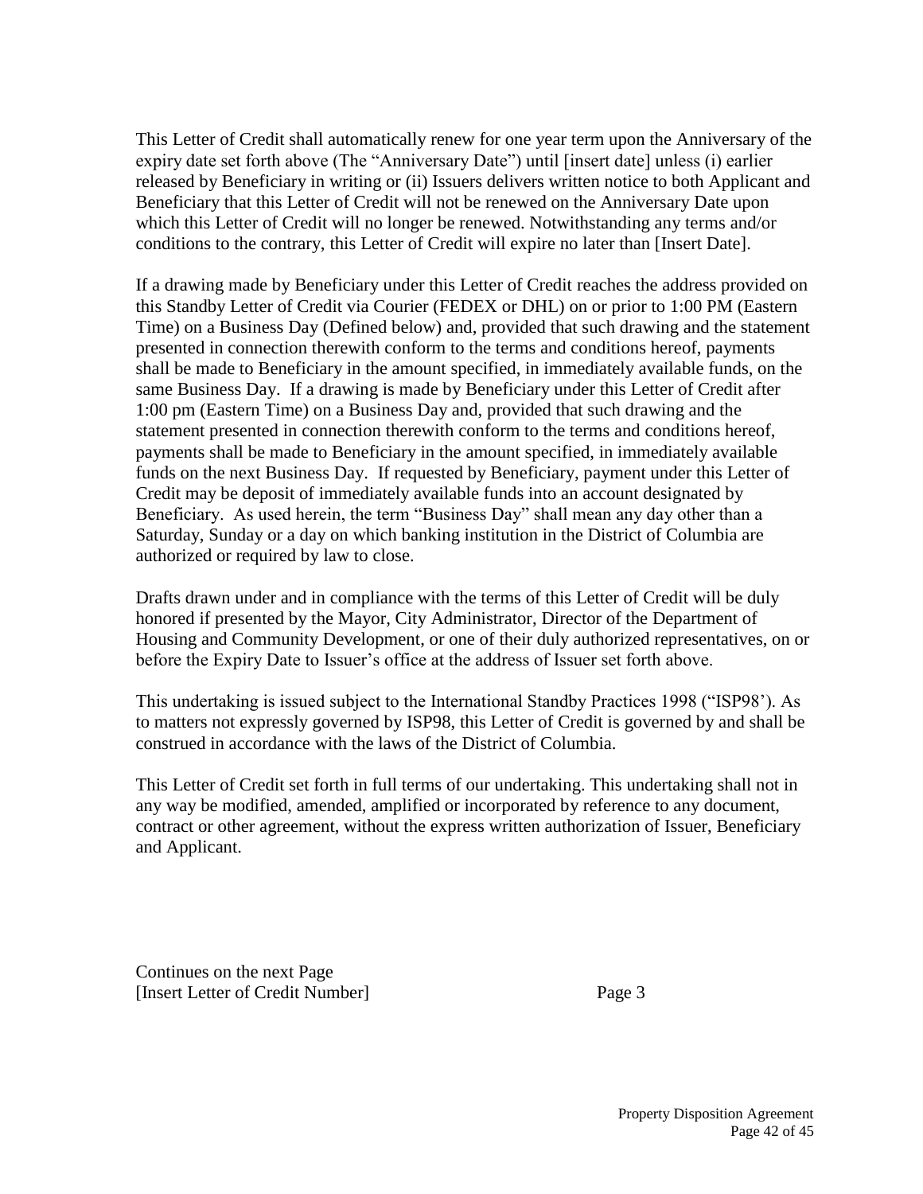This Letter of Credit shall automatically renew for one year term upon the Anniversary of the expiry date set forth above (The "Anniversary Date") until [insert date] unless (i) earlier released by Beneficiary in writing or (ii) Issuers delivers written notice to both Applicant and Beneficiary that this Letter of Credit will not be renewed on the Anniversary Date upon which this Letter of Credit will no longer be renewed. Notwithstanding any terms and/or conditions to the contrary, this Letter of Credit will expire no later than [Insert Date].

If a drawing made by Beneficiary under this Letter of Credit reaches the address provided on this Standby Letter of Credit via Courier (FEDEX or DHL) on or prior to 1:00 PM (Eastern Time) on a Business Day (Defined below) and, provided that such drawing and the statement presented in connection therewith conform to the terms and conditions hereof, payments shall be made to Beneficiary in the amount specified, in immediately available funds, on the same Business Day. If a drawing is made by Beneficiary under this Letter of Credit after 1:00 pm (Eastern Time) on a Business Day and, provided that such drawing and the statement presented in connection therewith conform to the terms and conditions hereof, payments shall be made to Beneficiary in the amount specified, in immediately available funds on the next Business Day. If requested by Beneficiary, payment under this Letter of Credit may be deposit of immediately available funds into an account designated by Beneficiary. As used herein, the term "Business Day" shall mean any day other than a Saturday, Sunday or a day on which banking institution in the District of Columbia are authorized or required by law to close.

Drafts drawn under and in compliance with the terms of this Letter of Credit will be duly honored if presented by the Mayor, City Administrator, Director of the Department of Housing and Community Development, or one of their duly authorized representatives, on or before the Expiry Date to Issuer's office at the address of Issuer set forth above.

This undertaking is issued subject to the International Standby Practices 1998 ("ISP98'). As to matters not expressly governed by ISP98, this Letter of Credit is governed by and shall be construed in accordance with the laws of the District of Columbia.

This Letter of Credit set forth in full terms of our undertaking. This undertaking shall not in any way be modified, amended, amplified or incorporated by reference to any document, contract or other agreement, without the express written authorization of Issuer, Beneficiary and Applicant.

Continues on the next Page
[Insert Letter of Credit Number] Page 3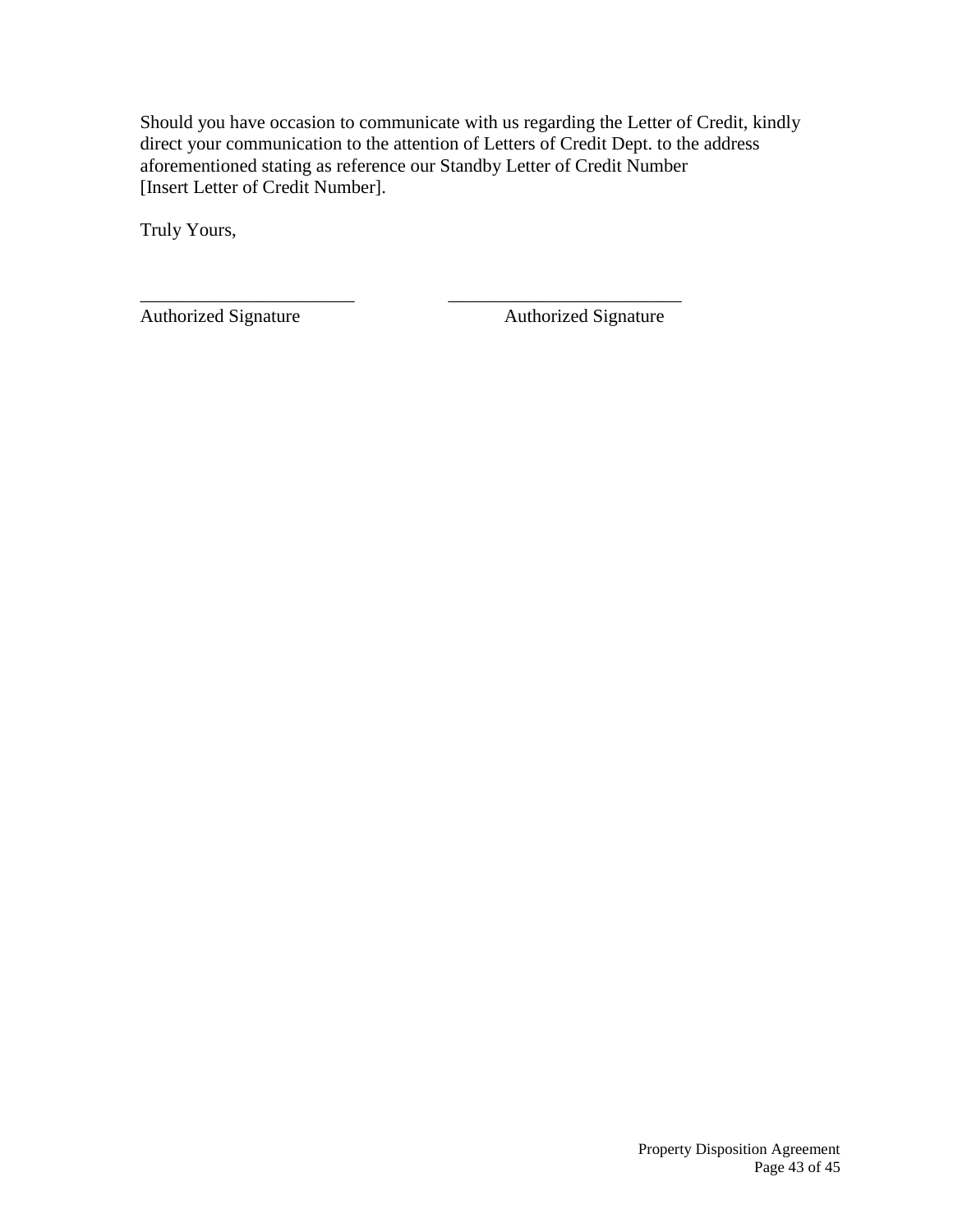Should you have occasion to communicate with us regarding the Letter of Credit, kindly direct your communication to the attention of Letters of Credit Dept. to the address aforementioned stating as reference our Standby Letter of Credit Number [Insert Letter of Credit Number].

Truly Yours,

_______________________ _________________________
Authorized Signature Authorized Signature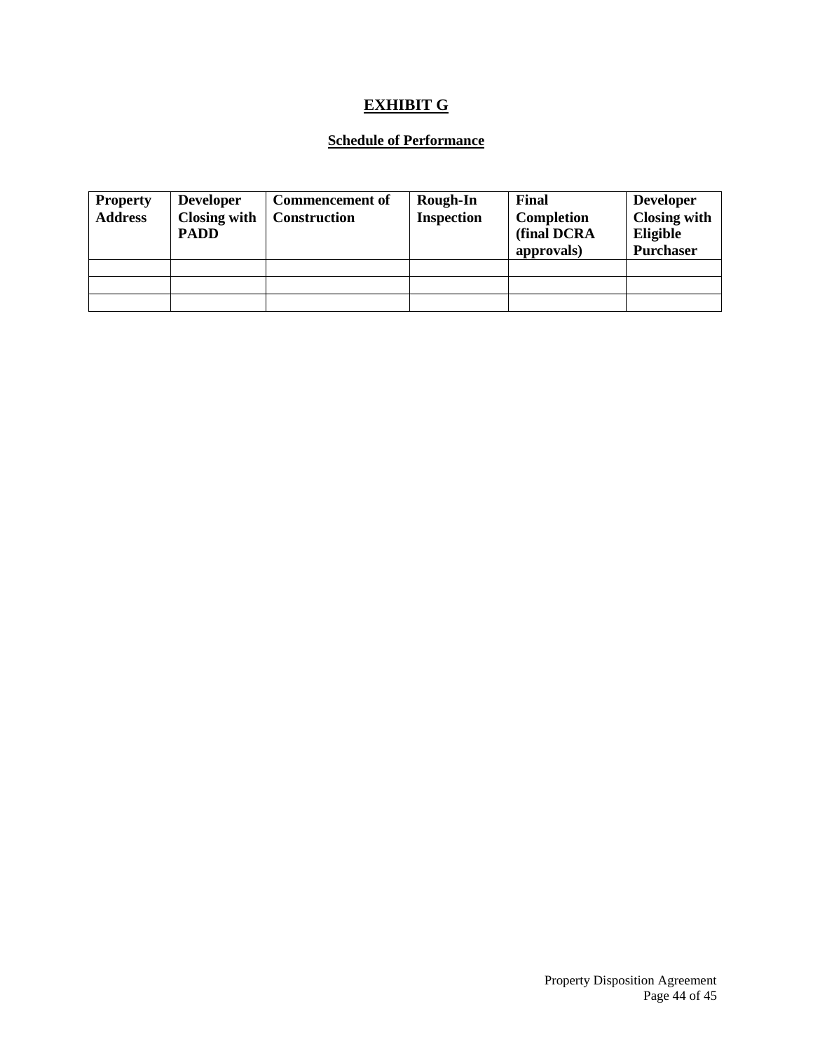# EXHIBIT G

## Schedule of Performance

| Property Address | Developer Closing with PADD | Commencement of Construction | Rough-In Inspection | Final Completion (final DCRA approvals) | Developer Closing with Eligible Purchaser |
|---|---|---|---|---|---|
| | | | | | |
| | | | | | |
| | | | | | |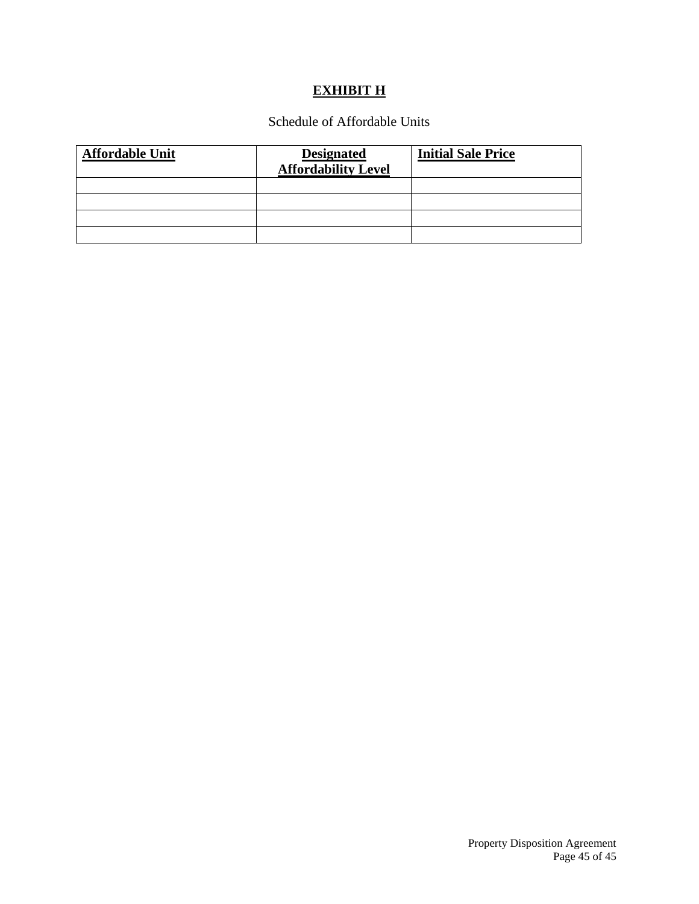# **EXHIBIT H**

Schedule of Affordable Units

| **Affordable Unit** | **Designated Affordability Level** | **Initial Sale Price** |
| --- | --- | --- |
| | | |
| | | |
| | | |
| | | |